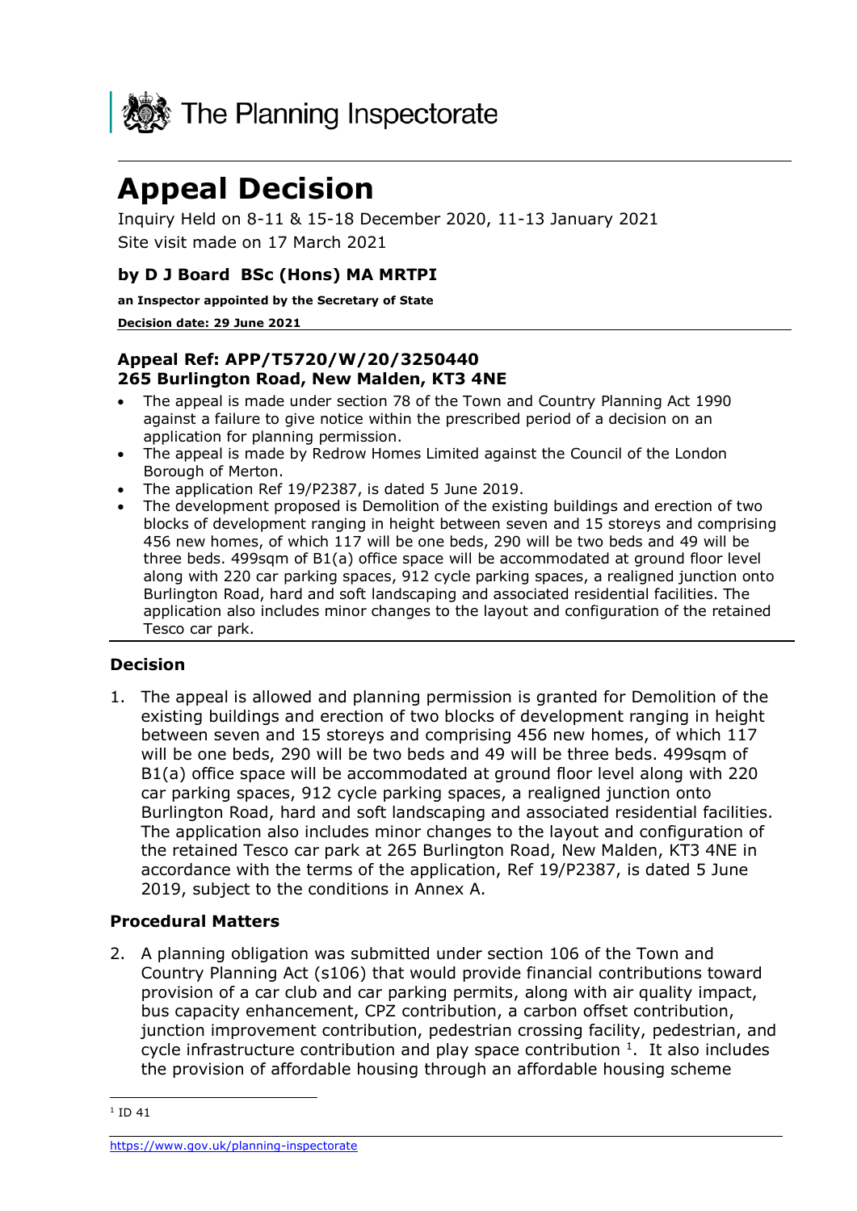The Planning Inspectorate

# Appeal Decision

Inquiry Held on 8-11 & 15-18 December 2020, 11-13 January 2021

Site visit made on 17 March 2021

### by D J Board BSc (Hons) MA MRTPI

**an Inspector appointed by the Secretary of State**

**Decision date: 29 June 2021**

**Appeal Ref: APP/T5720/W/20/3250440**
**265 Burlington Road, New Malden, KT3 4NE**

- The appeal is made under section 78 of the Town and Country Planning Act 1990 against a failure to give notice within the prescribed period of a decision on an application for planning permission.
- The appeal is made by Redrow Homes Limited against the Council of the London Borough of Merton.
- The application Ref 19/P2387, is dated 5 June 2019.
- The development proposed is Demolition of the existing buildings and erection of two blocks of development ranging in height between seven and 15 storeys and comprising 456 new homes, of which 117 will be one beds, 290 will be two beds and 49 will be three beds. 499sqm of B1(a) office space will be accommodated at ground floor level along with 220 car parking spaces, 912 cycle parking spaces, a realigned junction onto Burlington Road, hard and soft landscaping and associated residential facilities. The application also includes minor changes to the layout and configuration of the retained Tesco car park.

## Decision

1. The appeal is allowed and planning permission is granted for Demolition of the existing buildings and erection of two blocks of development ranging in height between seven and 15 storeys and comprising 456 new homes, of which 117 will be one beds, 290 will be two beds and 49 will be three beds. 499sqm of B1(a) office space will be accommodated at ground floor level along with 220 car parking spaces, 912 cycle parking spaces, a realigned junction onto Burlington Road, hard and soft landscaping and associated residential facilities. The application also includes minor changes to the layout and configuration of the retained Tesco car park at 265 Burlington Road, New Malden, KT3 4NE in accordance with the terms of the application, Ref 19/P2387, is dated 5 June 2019, subject to the conditions in Annex A.

## Procedural Matters

2. A planning obligation was submitted under section 106 of the Town and Country Planning Act (s106) that would provide financial contributions toward provision of a car club and car parking permits, along with air quality impact, bus capacity enhancement, CPZ contribution, a carbon offset contribution, junction improvement contribution, pedestrian crossing facility, pedestrian, and cycle infrastructure contribution and play space contribution [1]. It also includes the provision of affordable housing through an affordable housing scheme

[1] ID 41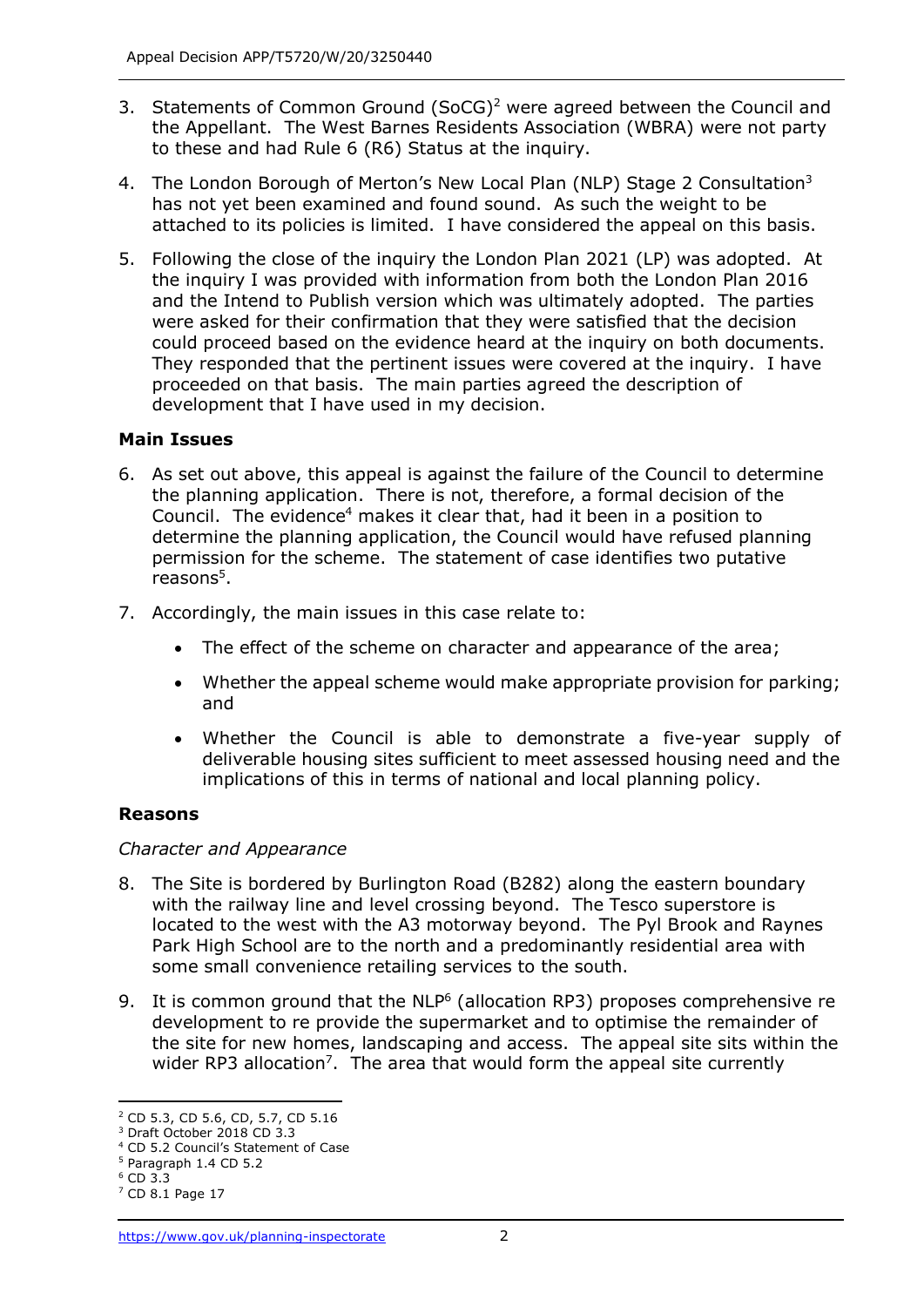3. Statements of Common Ground (SoCG)[2] were agreed between the Council and the Appellant. The West Barnes Residents Association (WBRA) were not party to these and had Rule 6 (R6) Status at the inquiry.

4. The London Borough of Merton's New Local Plan (NLP) Stage 2 Consultation[3] has not yet been examined and found sound. As such the weight to be attached to its policies is limited. I have considered the appeal on this basis.

5. Following the close of the inquiry the London Plan 2021 (LP) was adopted. At the inquiry I was provided with information from both the London Plan 2016 and the Intend to Publish version which was ultimately adopted. The parties were asked for their confirmation that they were satisfied that the decision could proceed based on the evidence heard at the inquiry on both documents. They responded that the pertinent issues were covered at the inquiry. I have proceeded on that basis. The main parties agreed the description of development that I have used in my decision.

## Main Issues

6. As set out above, this appeal is against the failure of the Council to determine the planning application. There is not, therefore, a formal decision of the Council. The evidence[4] makes it clear that, had it been in a position to determine the planning application, the Council would have refused planning permission for the scheme. The statement of case identifies two putative reasons[5].

7. Accordingly, the main issues in this case relate to:

   - The effect of the scheme on character and appearance of the area;
   - Whether the appeal scheme would make appropriate provision for parking; and
   - Whether the Council is able to demonstrate a five-year supply of deliverable housing sites sufficient to meet assessed housing need and the implications of this in terms of national and local planning policy.

## Reasons

*Character and Appearance*

8. The Site is bordered by Burlington Road (B282) along the eastern boundary with the railway line and level crossing beyond. The Tesco superstore is located to the west with the A3 motorway beyond. The Pyl Brook and Raynes Park High School are to the north and a predominantly residential area with some small convenience retailing services to the south.

9. It is common ground that the NLP[6] (allocation RP3) proposes comprehensive re development to re provide the supermarket and to optimise the remainder of the site for new homes, landscaping and access. The appeal site sits within the wider RP3 allocation[7]. The area that would form the appeal site currently

---

[2] CD 5.3, CD 5.6, CD, 5.7, CD 5.16

[3] Draft October 2018 CD 3.3

[4] CD 5.2 Council's Statement of Case

[5] Paragraph 1.4 CD 5.2

[6] CD 3.3

[7] CD 8.1 Page 17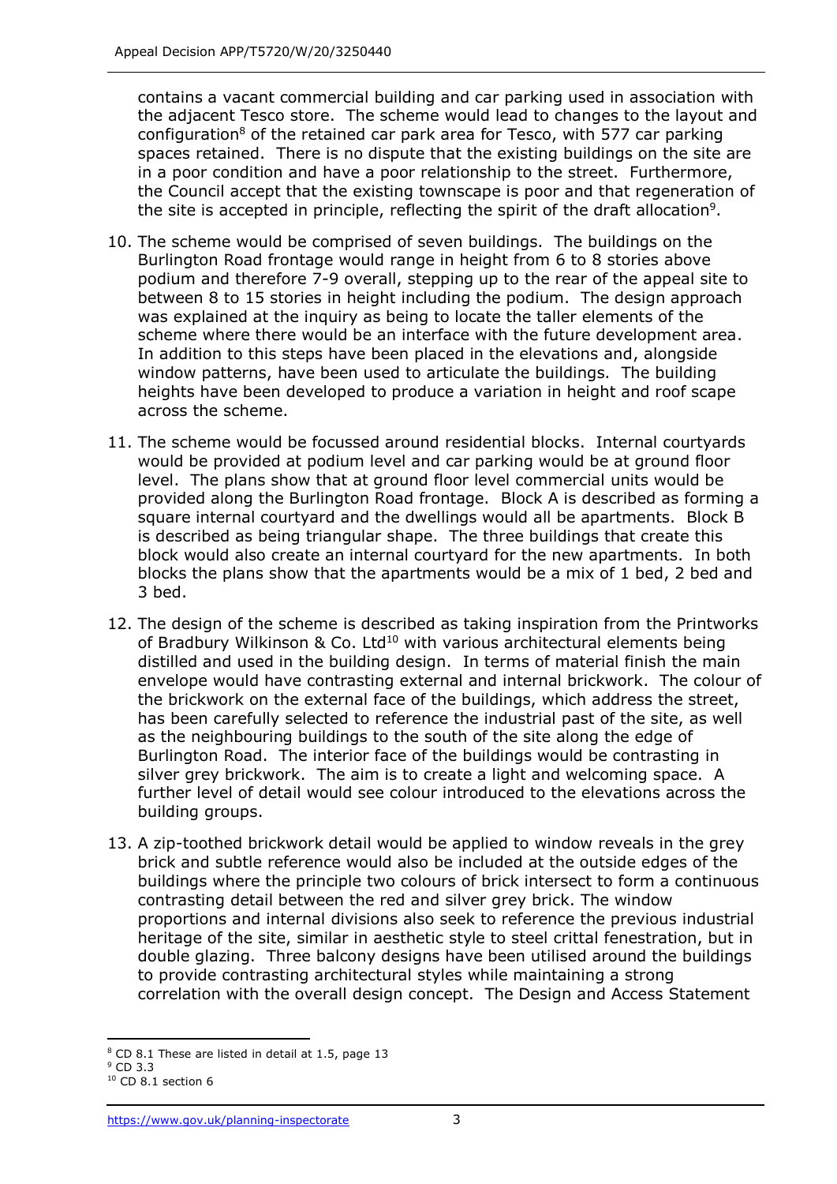contains a vacant commercial building and car parking used in association with the adjacent Tesco store. The scheme would lead to changes to the layout and configuration[8] of the retained car park area for Tesco, with 577 car parking spaces retained. There is no dispute that the existing buildings on the site are in a poor condition and have a poor relationship to the street. Furthermore, the Council accept that the existing townscape is poor and that regeneration of the site is accepted in principle, reflecting the spirit of the draft allocation[9].

10. The scheme would be comprised of seven buildings. The buildings on the Burlington Road frontage would range in height from 6 to 8 stories above podium and therefore 7-9 overall, stepping up to the rear of the appeal site to between 8 to 15 stories in height including the podium. The design approach was explained at the inquiry as being to locate the taller elements of the scheme where there would be an interface with the future development area. In addition to this steps have been placed in the elevations and, alongside window patterns, have been used to articulate the buildings. The building heights have been developed to produce a variation in height and roof scape across the scheme.

11. The scheme would be focussed around residential blocks. Internal courtyards would be provided at podium level and car parking would be at ground floor level. The plans show that at ground floor level commercial units would be provided along the Burlington Road frontage. Block A is described as forming a square internal courtyard and the dwellings would all be apartments. Block B is described as being triangular shape. The three buildings that create this block would also create an internal courtyard for the new apartments. In both blocks the plans show that the apartments would be a mix of 1 bed, 2 bed and 3 bed.

12. The design of the scheme is described as taking inspiration from the Printworks of Bradbury Wilkinson & Co. Ltd[10] with various architectural elements being distilled and used in the building design. In terms of material finish the main envelope would have contrasting external and internal brickwork. The colour of the brickwork on the external face of the buildings, which address the street, has been carefully selected to reference the industrial past of the site, as well as the neighbouring buildings to the south of the site along the edge of Burlington Road. The interior face of the buildings would be contrasting in silver grey brickwork. The aim is to create a light and welcoming space. A further level of detail would see colour introduced to the elevations across the building groups.

13. A zip-toothed brickwork detail would be applied to window reveals in the grey brick and subtle reference would also be included at the outside edges of the buildings where the principle two colours of brick intersect to form a continuous contrasting detail between the red and silver grey brick. The window proportions and internal divisions also seek to reference the previous industrial heritage of the site, similar in aesthetic style to steel crittal fenestration, but in double glazing. Three balcony designs have been utilised around the buildings to provide contrasting architectural styles while maintaining a strong correlation with the overall design concept. The Design and Access Statement

[8] CD 8.1 These are listed in detail at 1.5, page 13

[9] CD 3.3

[10] CD 8.1 section 6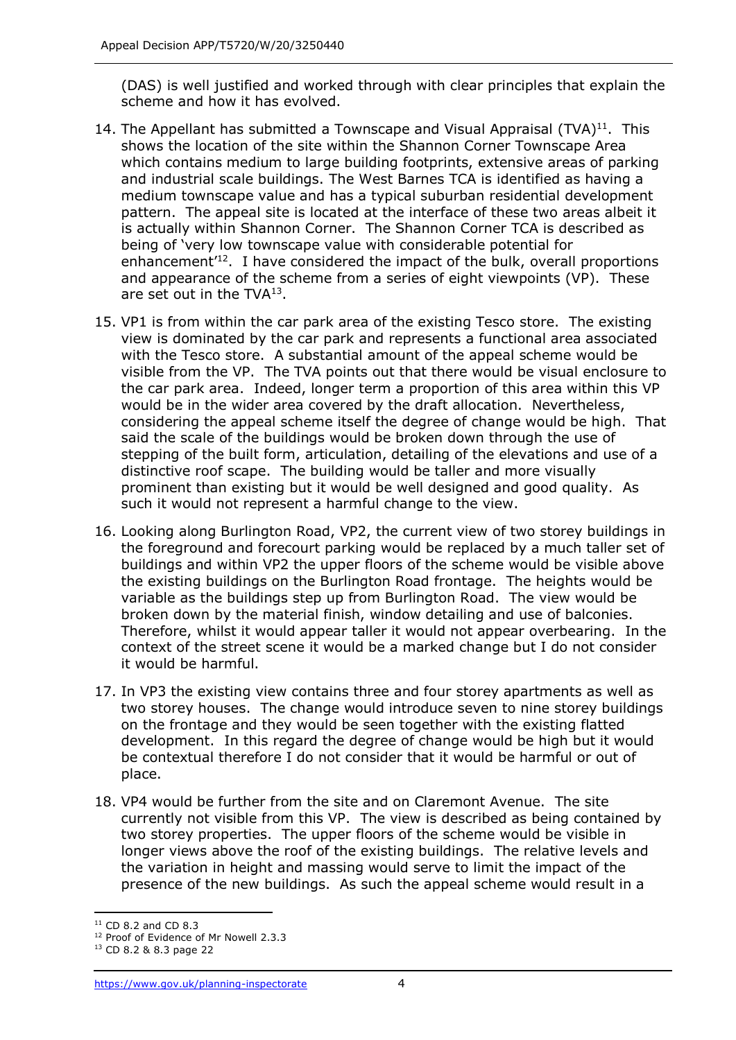(DAS) is well justified and worked through with clear principles that explain the scheme and how it has evolved.

14. The Appellant has submitted a Townscape and Visual Appraisal (TVA)[11]. This shows the location of the site within the Shannon Corner Townscape Area which contains medium to large building footprints, extensive areas of parking and industrial scale buildings. The West Barnes TCA is identified as having a medium townscape value and has a typical suburban residential development pattern. The appeal site is located at the interface of these two areas albeit it is actually within Shannon Corner. The Shannon Corner TCA is described as being of 'very low townscape value with considerable potential for enhancement'[12]. I have considered the impact of the bulk, overall proportions and appearance of the scheme from a series of eight viewpoints (VP). These are set out in the TVA[13].

15. VP1 is from within the car park area of the existing Tesco store. The existing view is dominated by the car park and represents a functional area associated with the Tesco store. A substantial amount of the appeal scheme would be visible from the VP. The TVA points out that there would be visual enclosure to the car park area. Indeed, longer term a proportion of this area within this VP would be in the wider area covered by the draft allocation. Nevertheless, considering the appeal scheme itself the degree of change would be high. That said the scale of the buildings would be broken down through the use of stepping of the built form, articulation, detailing of the elevations and use of a distinctive roof scape. The building would be taller and more visually prominent than existing but it would be well designed and good quality. As such it would not represent a harmful change to the view.

16. Looking along Burlington Road, VP2, the current view of two storey buildings in the foreground and forecourt parking would be replaced by a much taller set of buildings and within VP2 the upper floors of the scheme would be visible above the existing buildings on the Burlington Road frontage. The heights would be variable as the buildings step up from Burlington Road. The view would be broken down by the material finish, window detailing and use of balconies. Therefore, whilst it would appear taller it would not appear overbearing. In the context of the street scene it would be a marked change but I do not consider it would be harmful.

17. In VP3 the existing view contains three and four storey apartments as well as two storey houses. The change would introduce seven to nine storey buildings on the frontage and they would be seen together with the existing flatted development. In this regard the degree of change would be high but it would be contextual therefore I do not consider that it would be harmful or out of place.

18. VP4 would be further from the site and on Claremont Avenue. The site currently not visible from this VP. The view is described as being contained by two storey properties. The upper floors of the scheme would be visible in longer views above the roof of the existing buildings. The relative levels and the variation in height and massing would serve to limit the impact of the presence of the new buildings. As such the appeal scheme would result in a

[11] CD 8.2 and CD 8.3

[12] Proof of Evidence of Mr Nowell 2.3.3

[13] CD 8.2 & 8.3 page 22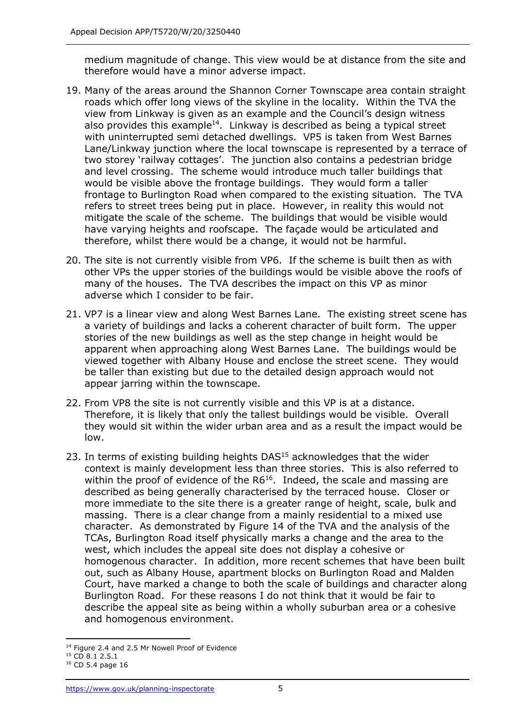medium magnitude of change. This view would be at distance from the site and therefore would have a minor adverse impact.

19. Many of the areas around the Shannon Corner Townscape area contain straight roads which offer long views of the skyline in the locality. Within the TVA the view from Linkway is given as an example and the Council's design witness also provides this example[14]. Linkway is described as being a typical street with uninterrupted semi detached dwellings. VP5 is taken from West Barnes Lane/Linkway junction where the local townscape is represented by a terrace of two storey 'railway cottages'. The junction also contains a pedestrian bridge and level crossing. The scheme would introduce much taller buildings that would be visible above the frontage buildings. They would form a taller frontage to Burlington Road when compared to the existing situation. The TVA refers to street trees being put in place. However, in reality this would not mitigate the scale of the scheme. The buildings that would be visible would have varying heights and roofscape. The façade would be articulated and therefore, whilst there would be a change, it would not be harmful.

20. The site is not currently visible from VP6. If the scheme is built then as with other VPs the upper stories of the buildings would be visible above the roofs of many of the houses. The TVA describes the impact on this VP as minor adverse which I consider to be fair.

21. VP7 is a linear view and along West Barnes Lane. The existing street scene has a variety of buildings and lacks a coherent character of built form. The upper stories of the new buildings as well as the step change in height would be apparent when approaching along West Barnes Lane. The buildings would be viewed together with Albany House and enclose the street scene. They would be taller than existing but due to the detailed design approach would not appear jarring within the townscape.

22. From VP8 the site is not currently visible and this VP is at a distance. Therefore, it is likely that only the tallest buildings would be visible. Overall they would sit within the wider urban area and as a result the impact would be low.

23. In terms of existing building heights DAS[15] acknowledges that the wider context is mainly development less than three stories. This is also referred to within the proof of evidence of the R6[16]. Indeed, the scale and massing are described as being generally characterised by the terraced house. Closer or more immediate to the site there is a greater range of height, scale, bulk and massing. There is a clear change from a mainly residential to a mixed use character. As demonstrated by Figure 14 of the TVA and the analysis of the TCAs, Burlington Road itself physically marks a change and the area to the west, which includes the appeal site does not display a cohesive or homogenous character. In addition, more recent schemes that have been built out, such as Albany House, apartment blocks on Burlington Road and Malden Court, have marked a change to both the scale of buildings and character along Burlington Road. For these reasons I do not think that it would be fair to describe the appeal site as being within a wholly suburban area or a cohesive and homogenous environment.

---

[14] Figure 2.4 and 2.5 Mr Nowell Proof of Evidence

[15] CD 8.1 2.5.1

[16] CD 5.4 page 16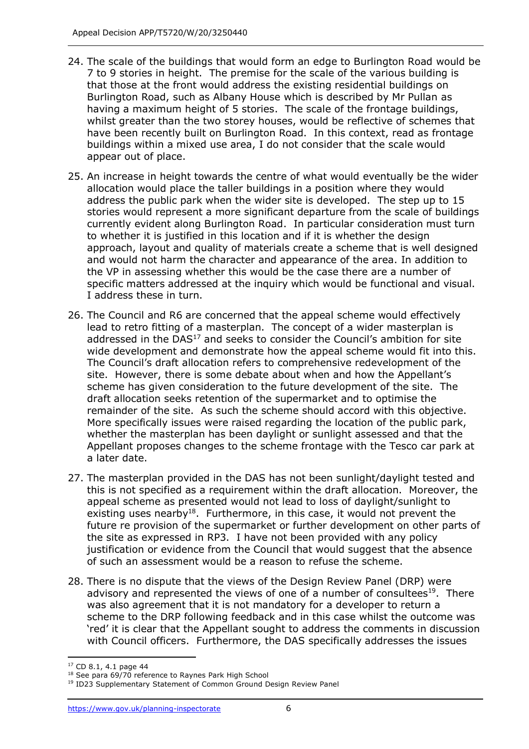24. The scale of the buildings that would form an edge to Burlington Road would be 7 to 9 stories in height. The premise for the scale of the various building is that those at the front would address the existing residential buildings on Burlington Road, such as Albany House which is described by Mr Pullan as having a maximum height of 5 stories. The scale of the frontage buildings, whilst greater than the two storey houses, would be reflective of schemes that have been recently built on Burlington Road. In this context, read as frontage buildings within a mixed use area, I do not consider that the scale would appear out of place.

25. An increase in height towards the centre of what would eventually be the wider allocation would place the taller buildings in a position where they would address the public park when the wider site is developed. The step up to 15 stories would represent a more significant departure from the scale of buildings currently evident along Burlington Road. In particular consideration must turn to whether it is justified in this location and if it is whether the design approach, layout and quality of materials create a scheme that is well designed and would not harm the character and appearance of the area. In addition to the VP in assessing whether this would be the case there are a number of specific matters addressed at the inquiry which would be functional and visual. I address these in turn.

26. The Council and R6 are concerned that the appeal scheme would effectively lead to retro fitting of a masterplan. The concept of a wider masterplan is addressed in the DAS[17] and seeks to consider the Council's ambition for site wide development and demonstrate how the appeal scheme would fit into this. The Council's draft allocation refers to comprehensive redevelopment of the site. However, there is some debate about when and how the Appellant's scheme has given consideration to the future development of the site. The draft allocation seeks retention of the supermarket and to optimise the remainder of the site. As such the scheme should accord with this objective. More specifically issues were raised regarding the location of the public park, whether the masterplan has been daylight or sunlight assessed and that the Appellant proposes changes to the scheme frontage with the Tesco car park at a later date.

27. The masterplan provided in the DAS has not been sunlight/daylight tested and this is not specified as a requirement within the draft allocation. Moreover, the appeal scheme as presented would not lead to loss of daylight/sunlight to existing uses nearby[18]. Furthermore, in this case, it would not prevent the future re provision of the supermarket or further development on other parts of the site as expressed in RP3. I have not been provided with any policy justification or evidence from the Council that would suggest that the absence of such an assessment would be a reason to refuse the scheme.

28. There is no dispute that the views of the Design Review Panel (DRP) were advisory and represented the views of one of a number of consultees[19]. There was also agreement that it is not mandatory for a developer to return a scheme to the DRP following feedback and in this case whilst the outcome was 'red' it is clear that the Appellant sought to address the comments in discussion with Council officers. Furthermore, the DAS specifically addresses the issues

---

[17] CD 8.1, 4.1 page 44

[18] See para 69/70 reference to Raynes Park High School

[19] ID23 Supplementary Statement of Common Ground Design Review Panel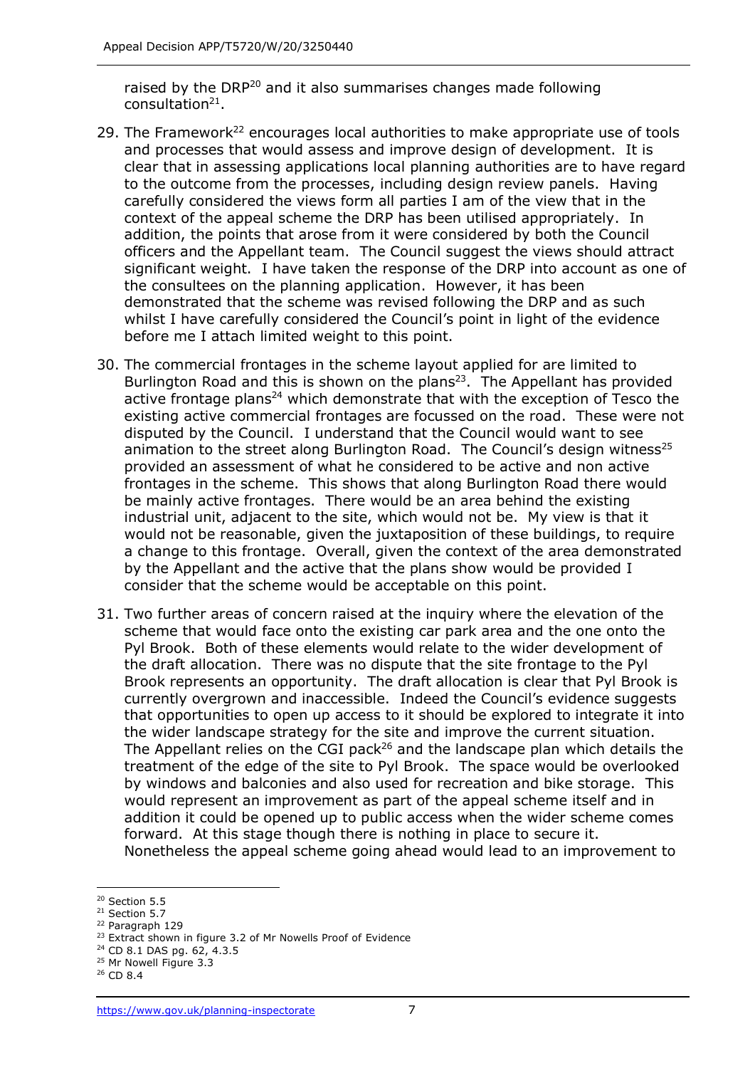raised by the DRP[20] and it also summarises changes made following consultation[21].

29. The Framework[22] encourages local authorities to make appropriate use of tools and processes that would assess and improve design of development. It is clear that in assessing applications local planning authorities are to have regard to the outcome from the processes, including design review panels. Having carefully considered the views form all parties I am of the view that in the context of the appeal scheme the DRP has been utilised appropriately. In addition, the points that arose from it were considered by both the Council officers and the Appellant team. The Council suggest the views should attract significant weight. I have taken the response of the DRP into account as one of the consultees on the planning application. However, it has been demonstrated that the scheme was revised following the DRP and as such whilst I have carefully considered the Council's point in light of the evidence before me I attach limited weight to this point.

30. The commercial frontages in the scheme layout applied for are limited to Burlington Road and this is shown on the plans[23]. The Appellant has provided active frontage plans[24] which demonstrate that with the exception of Tesco the existing active commercial frontages are focussed on the road. These were not disputed by the Council. I understand that the Council would want to see animation to the street along Burlington Road. The Council's design witness[25] provided an assessment of what he considered to be active and non active frontages in the scheme. This shows that along Burlington Road there would be mainly active frontages. There would be an area behind the existing industrial unit, adjacent to the site, which would not be. My view is that it would not be reasonable, given the juxtaposition of these buildings, to require a change to this frontage. Overall, given the context of the area demonstrated by the Appellant and the active that the plans show would be provided I consider that the scheme would be acceptable on this point.

31. Two further areas of concern raised at the inquiry where the elevation of the scheme that would face onto the existing car park area and the one onto the Pyl Brook. Both of these elements would relate to the wider development of the draft allocation. There was no dispute that the site frontage to the Pyl Brook represents an opportunity. The draft allocation is clear that Pyl Brook is currently overgrown and inaccessible. Indeed the Council's evidence suggests that opportunities to open up access to it should be explored to integrate it into the wider landscape strategy for the site and improve the current situation. The Appellant relies on the CGI pack[26] and the landscape plan which details the treatment of the edge of the site to Pyl Brook. The space would be overlooked by windows and balconies and also used for recreation and bike storage. This would represent an improvement as part of the appeal scheme itself and in addition it could be opened up to public access when the wider scheme comes forward. At this stage though there is nothing in place to secure it. Nonetheless the appeal scheme going ahead would lead to an improvement to

---

[20] Section 5.5
[21] Section 5.7
[22] Paragraph 129
[23] Extract shown in figure 3.2 of Mr Nowells Proof of Evidence
[24] CD 8.1 DAS pg. 62, 4.3.5
[25] Mr Nowell Figure 3.3
[26] CD 8.4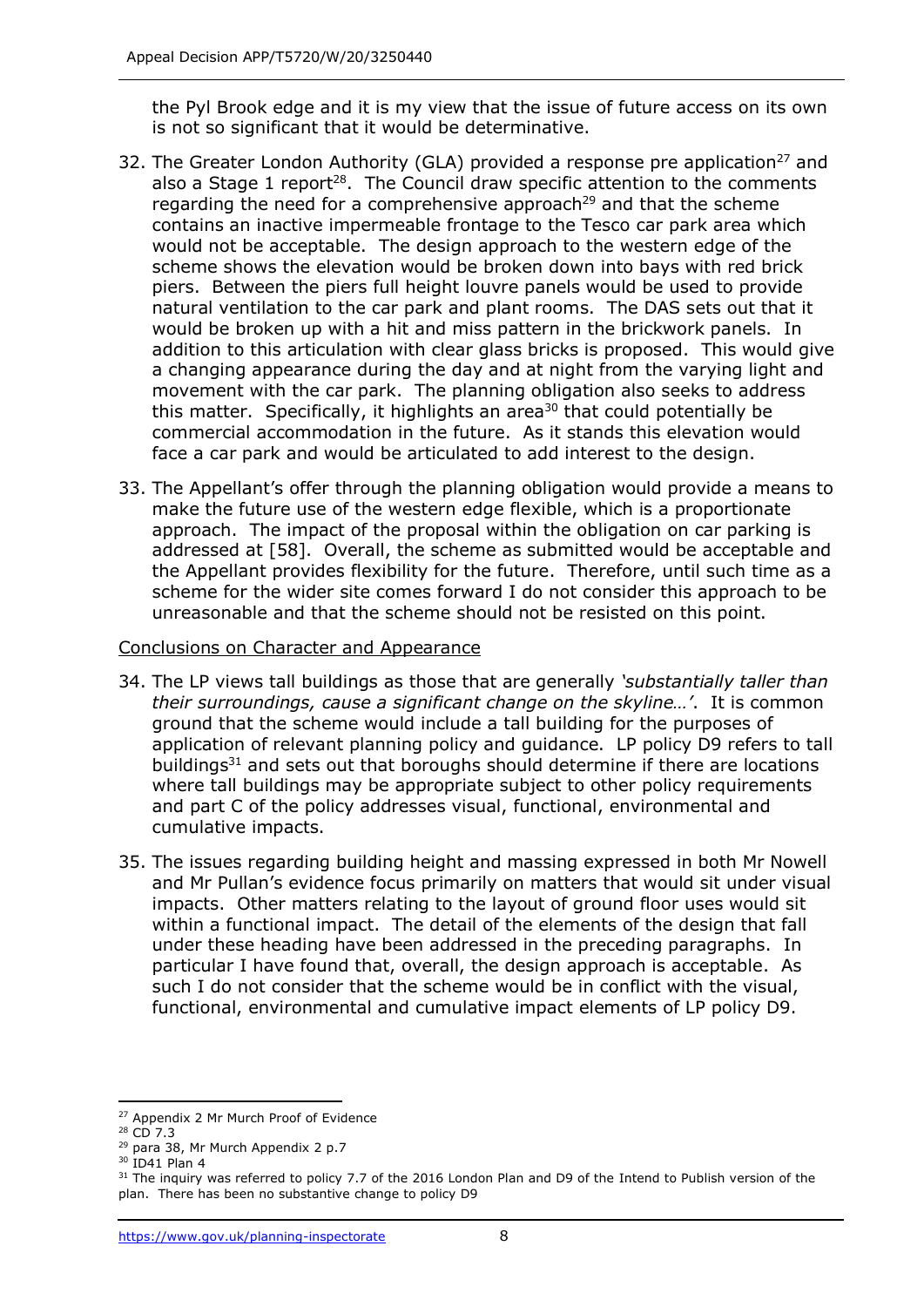the Pyl Brook edge and it is my view that the issue of future access on its own is not so significant that it would be determinative.

32. The Greater London Authority (GLA) provided a response pre application[27] and also a Stage 1 report[28]. The Council draw specific attention to the comments regarding the need for a comprehensive approach[29] and that the scheme contains an inactive impermeable frontage to the Tesco car park area which would not be acceptable. The design approach to the western edge of the scheme shows the elevation would be broken down into bays with red brick piers. Between the piers full height louvre panels would be used to provide natural ventilation to the car park and plant rooms. The DAS sets out that it would be broken up with a hit and miss pattern in the brickwork panels. In addition to this articulation with clear glass bricks is proposed. This would give a changing appearance during the day and at night from the varying light and movement with the car park. The planning obligation also seeks to address this matter. Specifically, it highlights an area[30] that could potentially be commercial accommodation in the future. As it stands this elevation would face a car park and would be articulated to add interest to the design.

33. The Appellant's offer through the planning obligation would provide a means to make the future use of the western edge flexible, which is a proportionate approach. The impact of the proposal within the obligation on car parking is addressed at [58]. Overall, the scheme as submitted would be acceptable and the Appellant provides flexibility for the future. Therefore, until such time as a scheme for the wider site comes forward I do not consider this approach to be unreasonable and that the scheme should not be resisted on this point.

<u>Conclusions on Character and Appearance</u>

34. The LP views tall buildings as those that are generally *'substantially taller than their surroundings, cause a significant change on the skyline…'*. It is common ground that the scheme would include a tall building for the purposes of application of relevant planning policy and guidance. LP policy D9 refers to tall buildings[31] and sets out that boroughs should determine if there are locations where tall buildings may be appropriate subject to other policy requirements and part C of the policy addresses visual, functional, environmental and cumulative impacts.

35. The issues regarding building height and massing expressed in both Mr Nowell and Mr Pullan's evidence focus primarily on matters that would sit under visual impacts. Other matters relating to the layout of ground floor uses would sit within a functional impact. The detail of the elements of the design that fall under these heading have been addressed in the preceding paragraphs. In particular I have found that, overall, the design approach is acceptable. As such I do not consider that the scheme would be in conflict with the visual, functional, environmental and cumulative impact elements of LP policy D9.

---

[27] Appendix 2 Mr Murch Proof of Evidence

[28] CD 7.3

[29] para 38, Mr Murch Appendix 2 p.7

[30] ID41 Plan 4

[31] The inquiry was referred to policy 7.7 of the 2016 London Plan and D9 of the Intend to Publish version of the plan. There has been no substantive change to policy D9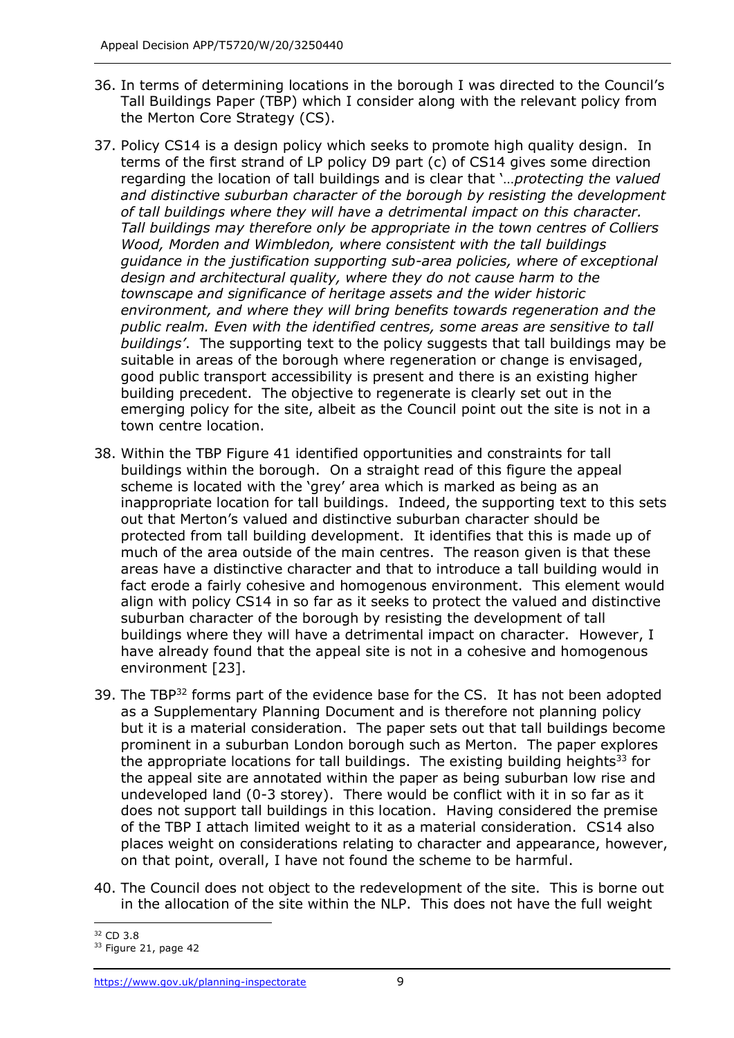36. In terms of determining locations in the borough I was directed to the Council's Tall Buildings Paper (TBP) which I consider along with the relevant policy from the Merton Core Strategy (CS).

37. Policy CS14 is a design policy which seeks to promote high quality design. In terms of the first strand of LP policy D9 part (c) of CS14 gives some direction regarding the location of tall buildings and is clear that '…*protecting the valued and distinctive suburban character of the borough by resisting the development of tall buildings where they will have a detrimental impact on this character. Tall buildings may therefore only be appropriate in the town centres of Colliers Wood, Morden and Wimbledon, where consistent with the tall buildings guidance in the justification supporting sub-area policies, where of exceptional design and architectural quality, where they do not cause harm to the townscape and significance of heritage assets and the wider historic environment, and where they will bring benefits towards regeneration and the public realm. Even with the identified centres, some areas are sensitive to tall buildings*'. The supporting text to the policy suggests that tall buildings may be suitable in areas of the borough where regeneration or change is envisaged, good public transport accessibility is present and there is an existing higher building precedent. The objective to regenerate is clearly set out in the emerging policy for the site, albeit as the Council point out the site is not in a town centre location.

38. Within the TBP Figure 41 identified opportunities and constraints for tall buildings within the borough. On a straight read of this figure the appeal scheme is located with the 'grey' area which is marked as being as an inappropriate location for tall buildings. Indeed, the supporting text to this sets out that Merton's valued and distinctive suburban character should be protected from tall building development. It identifies that this is made up of much of the area outside of the main centres. The reason given is that these areas have a distinctive character and that to introduce a tall building would in fact erode a fairly cohesive and homogenous environment. This element would align with policy CS14 in so far as it seeks to protect the valued and distinctive suburban character of the borough by resisting the development of tall buildings where they will have a detrimental impact on character. However, I have already found that the appeal site is not in a cohesive and homogenous environment [23].

39. The TBP[32] forms part of the evidence base for the CS. It has not been adopted as a Supplementary Planning Document and is therefore not planning policy but it is a material consideration. The paper sets out that tall buildings become prominent in a suburban London borough such as Merton. The paper explores the appropriate locations for tall buildings. The existing building heights[33] for the appeal site are annotated within the paper as being suburban low rise and undeveloped land (0-3 storey). There would be conflict with it in so far as it does not support tall buildings in this location. Having considered the premise of the TBP I attach limited weight to it as a material consideration. CS14 also places weight on considerations relating to character and appearance, however, on that point, overall, I have not found the scheme to be harmful.

40. The Council does not object to the redevelopment of the site. This is borne out in the allocation of the site within the NLP. This does not have the full weight

[32] CD 3.8

[33] Figure 21, page 42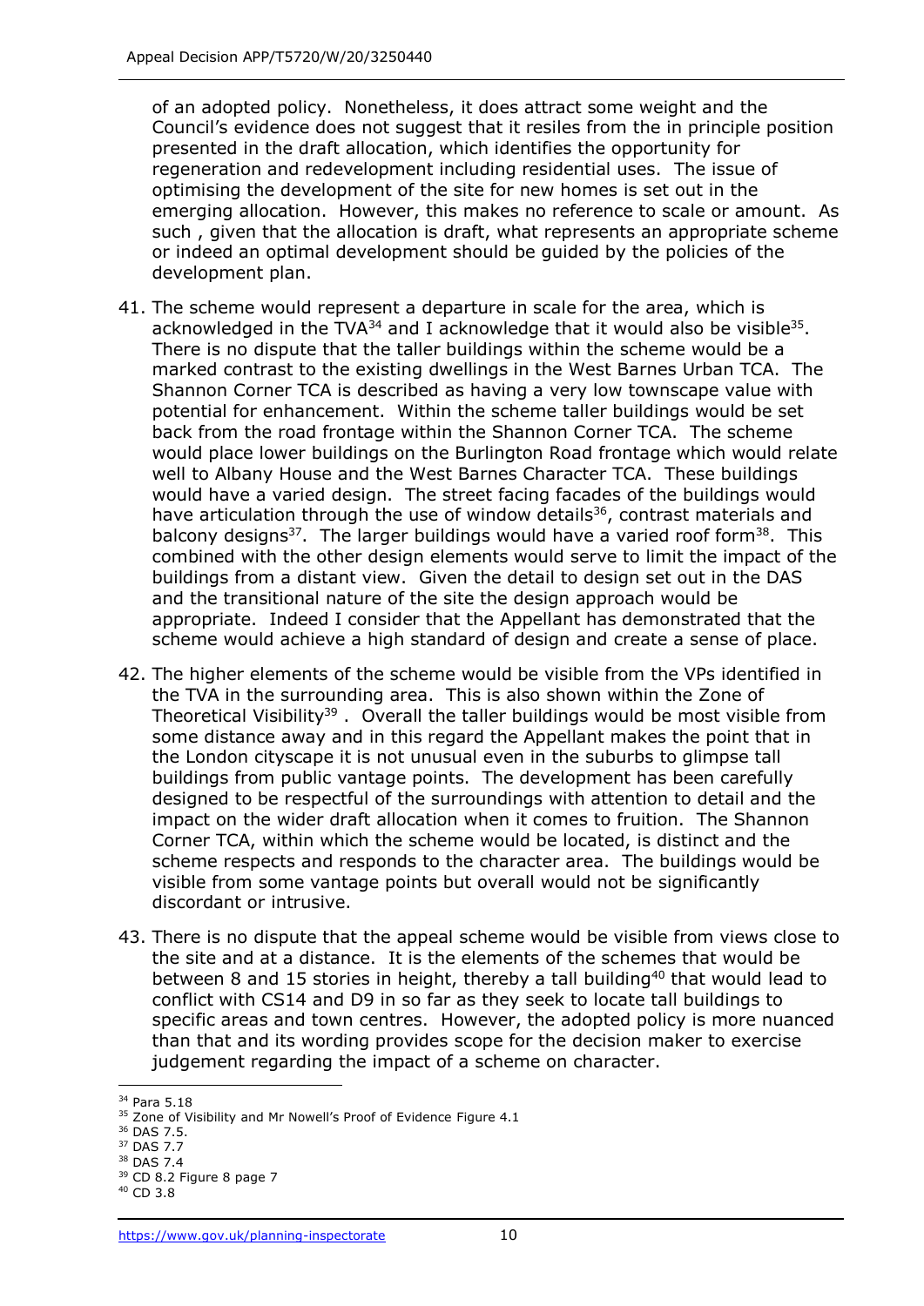of an adopted policy. Nonetheless, it does attract some weight and the Council's evidence does not suggest that it resiles from the in principle position presented in the draft allocation, which identifies the opportunity for regeneration and redevelopment including residential uses. The issue of optimising the development of the site for new homes is set out in the emerging allocation. However, this makes no reference to scale or amount. As such , given that the allocation is draft, what represents an appropriate scheme or indeed an optimal development should be guided by the policies of the development plan.

41. The scheme would represent a departure in scale for the area, which is acknowledged in the TVA[34] and I acknowledge that it would also be visible[35]. There is no dispute that the taller buildings within the scheme would be a marked contrast to the existing dwellings in the West Barnes Urban TCA. The Shannon Corner TCA is described as having a very low townscape value with potential for enhancement. Within the scheme taller buildings would be set back from the road frontage within the Shannon Corner TCA. The scheme would place lower buildings on the Burlington Road frontage which would relate well to Albany House and the West Barnes Character TCA. These buildings would have a varied design. The street facing facades of the buildings would have articulation through the use of window details[36], contrast materials and balcony designs[37]. The larger buildings would have a varied roof form[38]. This combined with the other design elements would serve to limit the impact of the buildings from a distant view. Given the detail to design set out in the DAS and the transitional nature of the site the design approach would be appropriate. Indeed I consider that the Appellant has demonstrated that the scheme would achieve a high standard of design and create a sense of place.

42. The higher elements of the scheme would be visible from the VPs identified in the TVA in the surrounding area. This is also shown within the Zone of Theoretical Visibility[39] . Overall the taller buildings would be most visible from some distance away and in this regard the Appellant makes the point that in the London cityscape it is not unusual even in the suburbs to glimpse tall buildings from public vantage points. The development has been carefully designed to be respectful of the surroundings with attention to detail and the impact on the wider draft allocation when it comes to fruition. The Shannon Corner TCA, within which the scheme would be located, is distinct and the scheme respects and responds to the character area. The buildings would be visible from some vantage points but overall would not be significantly discordant or intrusive.

43. There is no dispute that the appeal scheme would be visible from views close to the site and at a distance. It is the elements of the schemes that would be between 8 and 15 stories in height, thereby a tall building[40] that would lead to conflict with CS14 and D9 in so far as they seek to locate tall buildings to specific areas and town centres. However, the adopted policy is more nuanced than that and its wording provides scope for the decision maker to exercise judgement regarding the impact of a scheme on character.

---

[34] Para 5.18

[35] Zone of Visibility and Mr Nowell's Proof of Evidence Figure 4.1

[36] DAS 7.5.

[37] DAS 7.7

[38] DAS 7.4

[39] CD 8.2 Figure 8 page 7

[40] CD 3.8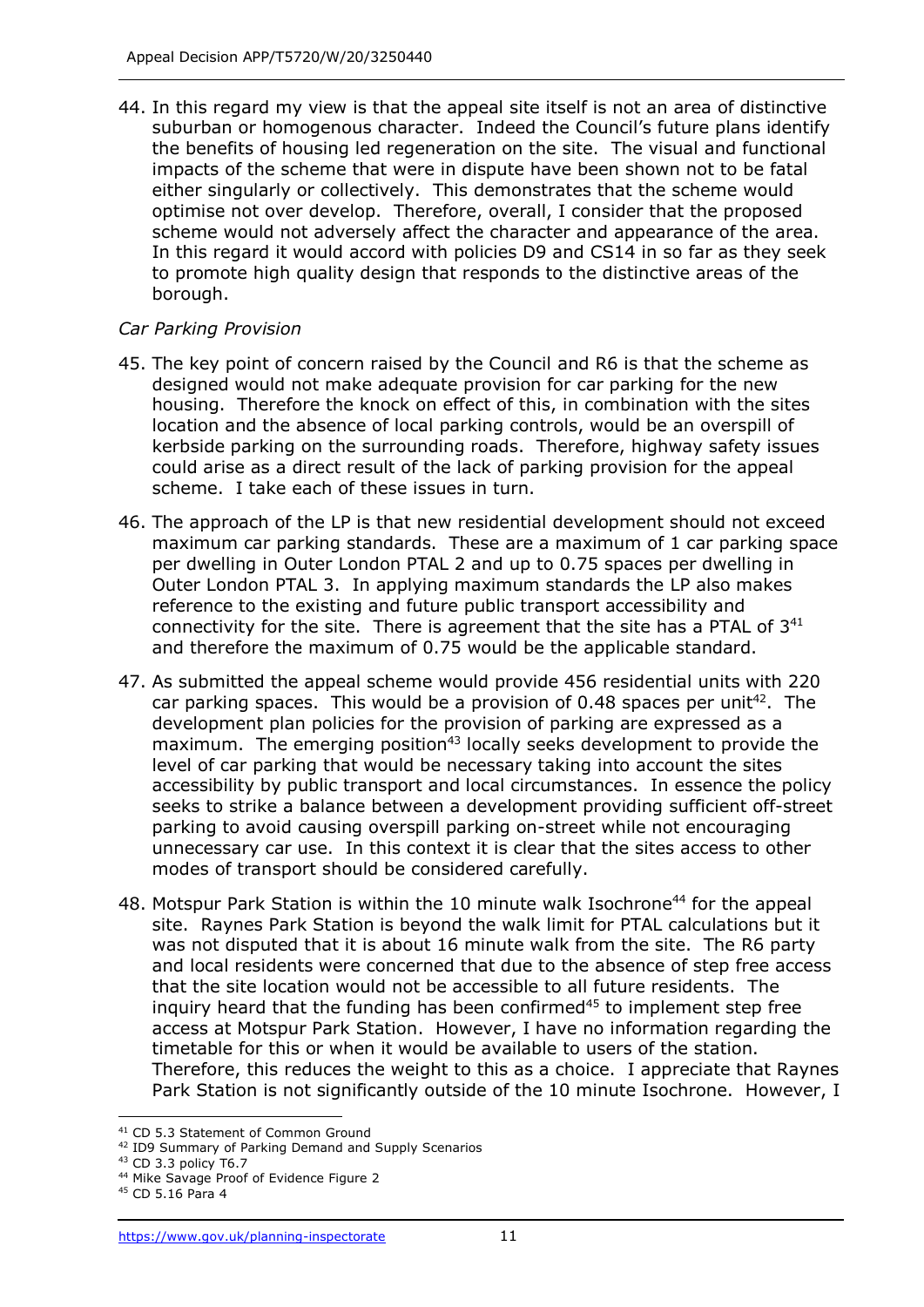44. In this regard my view is that the appeal site itself is not an area of distinctive suburban or homogenous character. Indeed the Council's future plans identify the benefits of housing led regeneration on the site. The visual and functional impacts of the scheme that were in dispute have been shown not to be fatal either singularly or collectively. This demonstrates that the scheme would optimise not over develop. Therefore, overall, I consider that the proposed scheme would not adversely affect the character and appearance of the area. In this regard it would accord with policies D9 and CS14 in so far as they seek to promote high quality design that responds to the distinctive areas of the borough.

*Car Parking Provision*

45. The key point of concern raised by the Council and R6 is that the scheme as designed would not make adequate provision for car parking for the new housing. Therefore the knock on effect of this, in combination with the sites location and the absence of local parking controls, would be an overspill of kerbside parking on the surrounding roads. Therefore, highway safety issues could arise as a direct result of the lack of parking provision for the appeal scheme. I take each of these issues in turn.

46. The approach of the LP is that new residential development should not exceed maximum car parking standards. These are a maximum of 1 car parking space per dwelling in Outer London PTAL 2 and up to 0.75 spaces per dwelling in Outer London PTAL 3. In applying maximum standards the LP also makes reference to the existing and future public transport accessibility and connectivity for the site. There is agreement that the site has a PTAL of 3[41] and therefore the maximum of 0.75 would be the applicable standard.

47. As submitted the appeal scheme would provide 456 residential units with 220 car parking spaces. This would be a provision of 0.48 spaces per unit[42]. The development plan policies for the provision of parking are expressed as a maximum. The emerging position[43] locally seeks development to provide the level of car parking that would be necessary taking into account the sites accessibility by public transport and local circumstances. In essence the policy seeks to strike a balance between a development providing sufficient off-street parking to avoid causing overspill parking on-street while not encouraging unnecessary car use. In this context it is clear that the sites access to other modes of transport should be considered carefully.

48. Motspur Park Station is within the 10 minute walk Isochrone[44] for the appeal site. Raynes Park Station is beyond the walk limit for PTAL calculations but it was not disputed that it is about 16 minute walk from the site. The R6 party and local residents were concerned that due to the absence of step free access that the site location would not be accessible to all future residents. The inquiry heard that the funding has been confirmed[45] to implement step free access at Motspur Park Station. However, I have no information regarding the timetable for this or when it would be available to users of the station. Therefore, this reduces the weight to this as a choice. I appreciate that Raynes Park Station is not significantly outside of the 10 minute Isochrone. However, I

---

[41] CD 5.3 Statement of Common Ground

[42] ID9 Summary of Parking Demand and Supply Scenarios

[43] CD 3.3 policy T6.7

[44] Mike Savage Proof of Evidence Figure 2

[45] CD 5.16 Para 4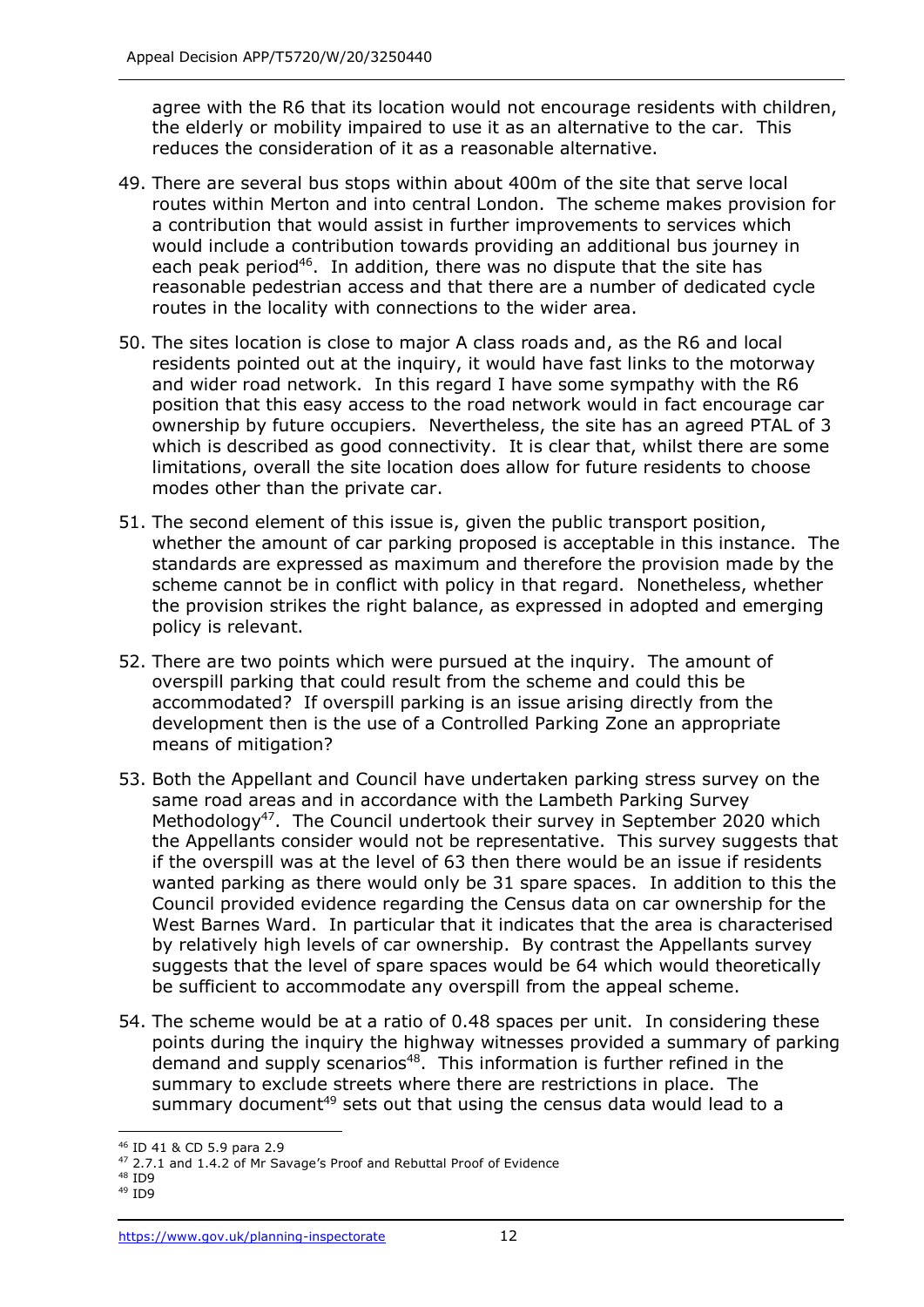agree with the R6 that its location would not encourage residents with children, the elderly or mobility impaired to use it as an alternative to the car. This reduces the consideration of it as a reasonable alternative.

49. There are several bus stops within about 400m of the site that serve local routes within Merton and into central London. The scheme makes provision for a contribution that would assist in further improvements to services which would include a contribution towards providing an additional bus journey in each peak period[46]. In addition, there was no dispute that the site has reasonable pedestrian access and that there are a number of dedicated cycle routes in the locality with connections to the wider area.

50. The sites location is close to major A class roads and, as the R6 and local residents pointed out at the inquiry, it would have fast links to the motorway and wider road network. In this regard I have some sympathy with the R6 position that this easy access to the road network would in fact encourage car ownership by future occupiers. Nevertheless, the site has an agreed PTAL of 3 which is described as good connectivity. It is clear that, whilst there are some limitations, overall the site location does allow for future residents to choose modes other than the private car.

51. The second element of this issue is, given the public transport position, whether the amount of car parking proposed is acceptable in this instance. The standards are expressed as maximum and therefore the provision made by the scheme cannot be in conflict with policy in that regard. Nonetheless, whether the provision strikes the right balance, as expressed in adopted and emerging policy is relevant.

52. There are two points which were pursued at the inquiry. The amount of overspill parking that could result from the scheme and could this be accommodated? If overspill parking is an issue arising directly from the development then is the use of a Controlled Parking Zone an appropriate means of mitigation?

53. Both the Appellant and Council have undertaken parking stress survey on the same road areas and in accordance with the Lambeth Parking Survey Methodology[47]. The Council undertook their survey in September 2020 which the Appellants consider would not be representative. This survey suggests that if the overspill was at the level of 63 then there would be an issue if residents wanted parking as there would only be 31 spare spaces. In addition to this the Council provided evidence regarding the Census data on car ownership for the West Barnes Ward. In particular that it indicates that the area is characterised by relatively high levels of car ownership. By contrast the Appellants survey suggests that the level of spare spaces would be 64 which would theoretically be sufficient to accommodate any overspill from the appeal scheme.

54. The scheme would be at a ratio of 0.48 spaces per unit. In considering these points during the inquiry the highway witnesses provided a summary of parking demand and supply scenarios[48]. This information is further refined in the summary to exclude streets where there are restrictions in place. The summary document[49] sets out that using the census data would lead to a

---

[46] ID 41 & CD 5.9 para 2.9

[47] 2.7.1 and 1.4.2 of Mr Savage's Proof and Rebuttal Proof of Evidence

[48] ID9

[49] ID9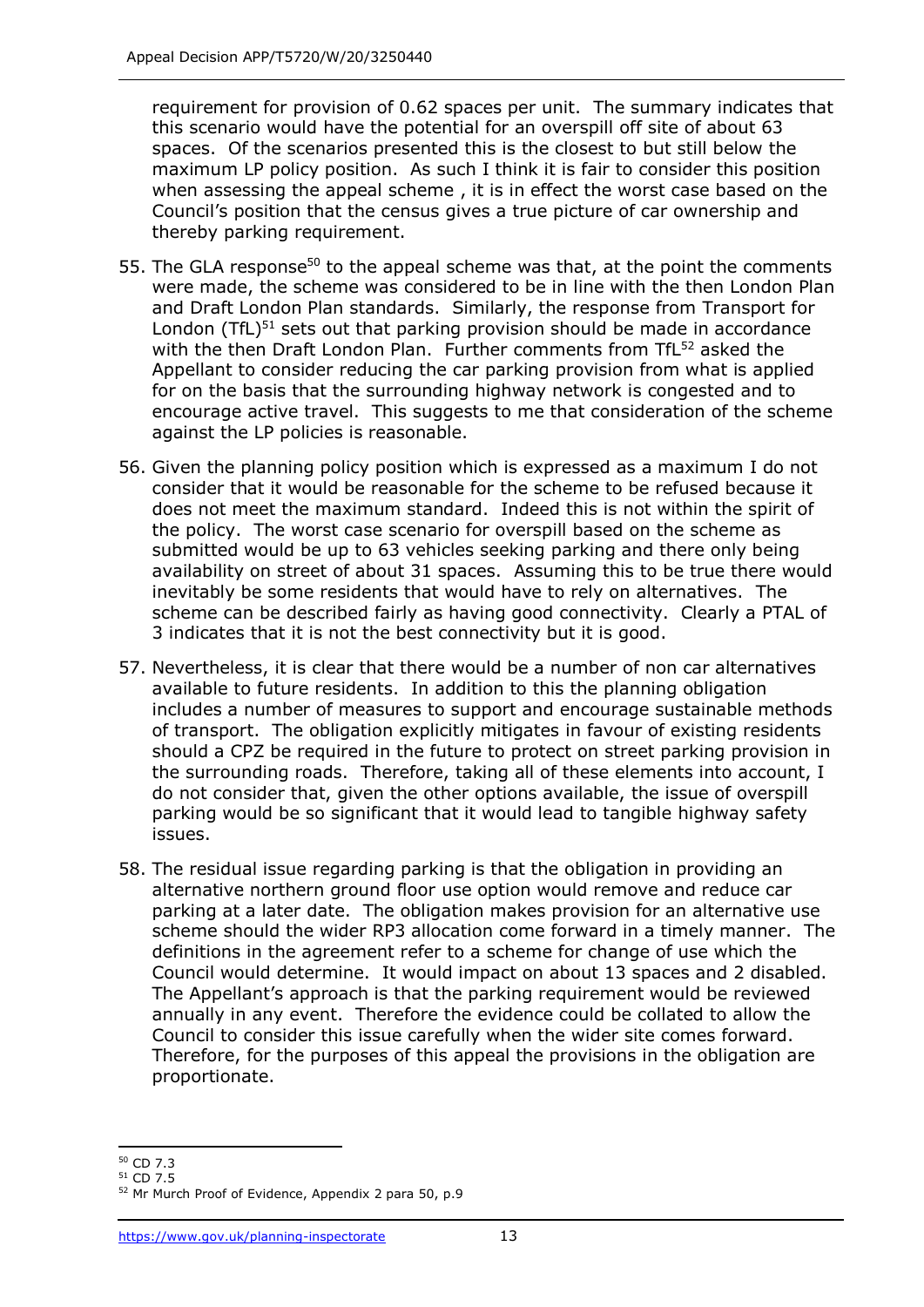requirement for provision of 0.62 spaces per unit. The summary indicates that this scenario would have the potential for an overspill off site of about 63 spaces. Of the scenarios presented this is the closest to but still below the maximum LP policy position. As such I think it is fair to consider this position when assessing the appeal scheme , it is in effect the worst case based on the Council's position that the census gives a true picture of car ownership and thereby parking requirement.

55. The GLA response[50] to the appeal scheme was that, at the point the comments were made, the scheme was considered to be in line with the then London Plan and Draft London Plan standards. Similarly, the response from Transport for London (TfL)[51] sets out that parking provision should be made in accordance with the then Draft London Plan. Further comments from TfL[52] asked the Appellant to consider reducing the car parking provision from what is applied for on the basis that the surrounding highway network is congested and to encourage active travel. This suggests to me that consideration of the scheme against the LP policies is reasonable.

56. Given the planning policy position which is expressed as a maximum I do not consider that it would be reasonable for the scheme to be refused because it does not meet the maximum standard. Indeed this is not within the spirit of the policy. The worst case scenario for overspill based on the scheme as submitted would be up to 63 vehicles seeking parking and there only being availability on street of about 31 spaces. Assuming this to be true there would inevitably be some residents that would have to rely on alternatives. The scheme can be described fairly as having good connectivity. Clearly a PTAL of 3 indicates that it is not the best connectivity but it is good.

57. Nevertheless, it is clear that there would be a number of non car alternatives available to future residents. In addition to this the planning obligation includes a number of measures to support and encourage sustainable methods of transport. The obligation explicitly mitigates in favour of existing residents should a CPZ be required in the future to protect on street parking provision in the surrounding roads. Therefore, taking all of these elements into account, I do not consider that, given the other options available, the issue of overspill parking would be so significant that it would lead to tangible highway safety issues.

58. The residual issue regarding parking is that the obligation in providing an alternative northern ground floor use option would remove and reduce car parking at a later date. The obligation makes provision for an alternative use scheme should the wider RP3 allocation come forward in a timely manner. The definitions in the agreement refer to a scheme for change of use which the Council would determine. It would impact on about 13 spaces and 2 disabled. The Appellant's approach is that the parking requirement would be reviewed annually in any event. Therefore the evidence could be collated to allow the Council to consider this issue carefully when the wider site comes forward. Therefore, for the purposes of this appeal the provisions in the obligation are proportionate.

---

[50] CD 7.3

[51] CD 7.5

[52] Mr Murch Proof of Evidence, Appendix 2 para 50, p.9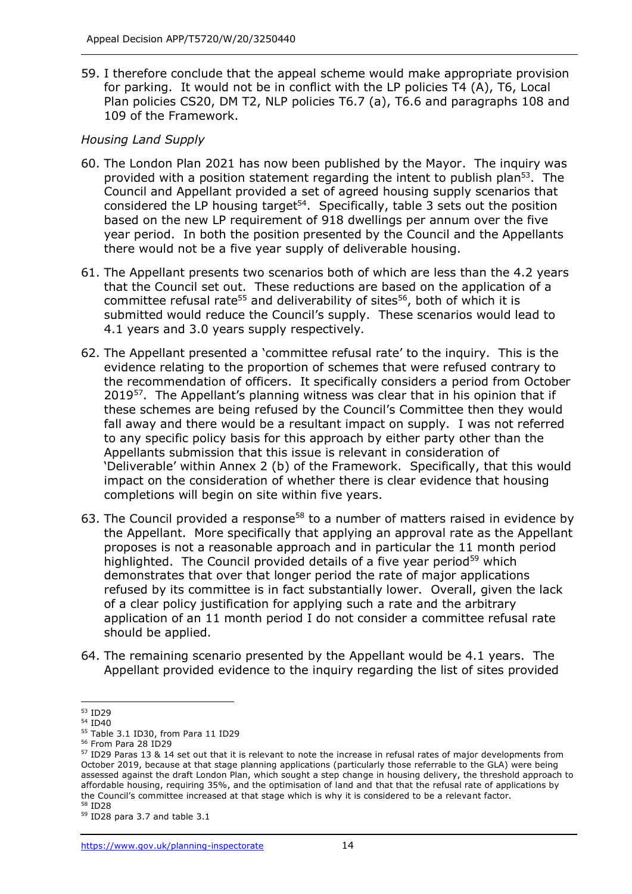59. I therefore conclude that the appeal scheme would make appropriate provision for parking. It would not be in conflict with the LP policies T4 (A), T6, Local Plan policies CS20, DM T2, NLP policies T6.7 (a), T6.6 and paragraphs 108 and 109 of the Framework.

*Housing Land Supply*

60. The London Plan 2021 has now been published by the Mayor. The inquiry was provided with a position statement regarding the intent to publish plan[53]. The Council and Appellant provided a set of agreed housing supply scenarios that considered the LP housing target[54]. Specifically, table 3 sets out the position based on the new LP requirement of 918 dwellings per annum over the five year period. In both the position presented by the Council and the Appellants there would not be a five year supply of deliverable housing.

61. The Appellant presents two scenarios both of which are less than the 4.2 years that the Council set out. These reductions are based on the application of a committee refusal rate[55] and deliverability of sites[56], both of which it is submitted would reduce the Council's supply. These scenarios would lead to 4.1 years and 3.0 years supply respectively.

62. The Appellant presented a 'committee refusal rate' to the inquiry. This is the evidence relating to the proportion of schemes that were refused contrary to the recommendation of officers. It specifically considers a period from October 2019[57]. The Appellant's planning witness was clear that in his opinion that if these schemes are being refused by the Council's Committee then they would fall away and there would be a resultant impact on supply. I was not referred to any specific policy basis for this approach by either party other than the Appellants submission that this issue is relevant in consideration of 'Deliverable' within Annex 2 (b) of the Framework. Specifically, that this would impact on the consideration of whether there is clear evidence that housing completions will begin on site within five years.

63. The Council provided a response[58] to a number of matters raised in evidence by the Appellant. More specifically that applying an approval rate as the Appellant proposes is not a reasonable approach and in particular the 11 month period highlighted. The Council provided details of a five year period[59] which demonstrates that over that longer period the rate of major applications refused by its committee is in fact substantially lower. Overall, given the lack of a clear policy justification for applying such a rate and the arbitrary application of an 11 month period I do not consider a committee refusal rate should be applied.

64. The remaining scenario presented by the Appellant would be 4.1 years. The Appellant provided evidence to the inquiry regarding the list of sites provided

---

[53] ID29

[54] ID40

[55] Table 3.1 ID30, from Para 11 ID29

[56] From Para 28 ID29

[57] ID29 Paras 13 & 14 set out that it is relevant to note the increase in refusal rates of major developments from October 2019, because at that stage planning applications (particularly those referrable to the GLA) were being assessed against the draft London Plan, which sought a step change in housing delivery, the threshold approach to affordable housing, requiring 35%, and the optimisation of land and that that the refusal rate of applications by the Council's committee increased at that stage which is why it is considered to be a relevant factor.

[58] ID28

[59] ID28 para 3.7 and table 3.1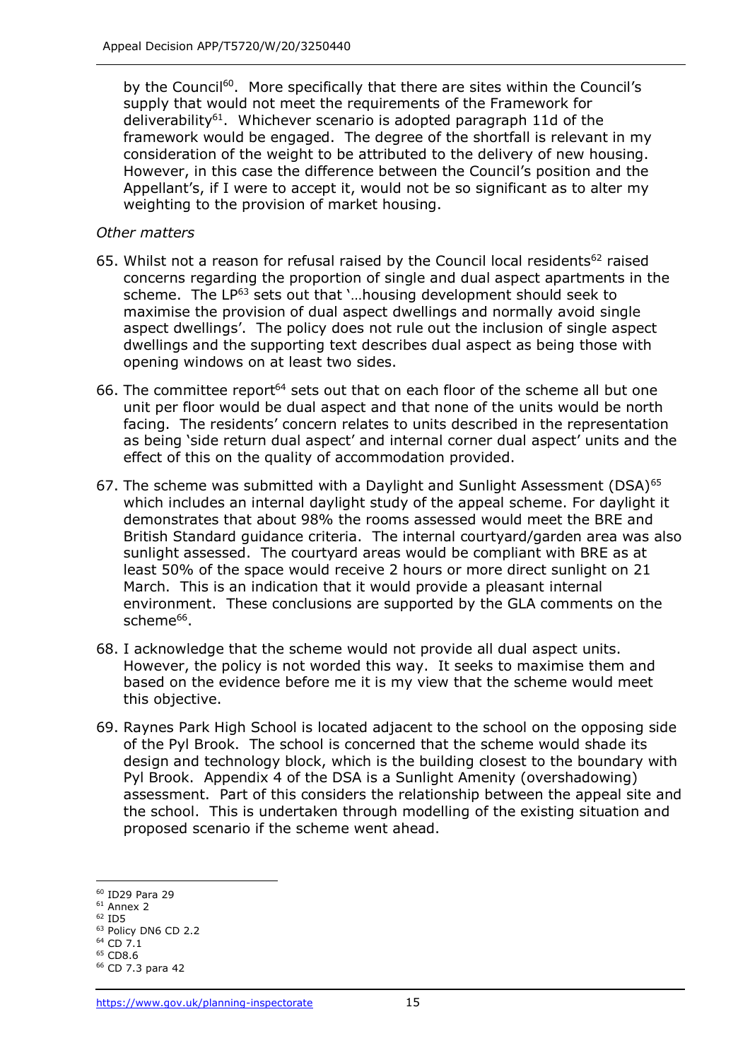by the Council[60]. More specifically that there are sites within the Council's supply that would not meet the requirements of the Framework for deliverability[61]. Whichever scenario is adopted paragraph 11d of the framework would be engaged. The degree of the shortfall is relevant in my consideration of the weight to be attributed to the delivery of new housing. However, in this case the difference between the Council's position and the Appellant's, if I were to accept it, would not be so significant as to alter my weighting to the provision of market housing.

*Other matters*

65. Whilst not a reason for refusal raised by the Council local residents[62] raised concerns regarding the proportion of single and dual aspect apartments in the scheme. The LP[63] sets out that '…housing development should seek to maximise the provision of dual aspect dwellings and normally avoid single aspect dwellings'. The policy does not rule out the inclusion of single aspect dwellings and the supporting text describes dual aspect as being those with opening windows on at least two sides.

66. The committee report[64] sets out that on each floor of the scheme all but one unit per floor would be dual aspect and that none of the units would be north facing. The residents' concern relates to units described in the representation as being 'side return dual aspect' and internal corner dual aspect' units and the effect of this on the quality of accommodation provided.

67. The scheme was submitted with a Daylight and Sunlight Assessment (DSA)[65] which includes an internal daylight study of the appeal scheme. For daylight it demonstrates that about 98% the rooms assessed would meet the BRE and British Standard guidance criteria. The internal courtyard/garden area was also sunlight assessed. The courtyard areas would be compliant with BRE as at least 50% of the space would receive 2 hours or more direct sunlight on 21 March. This is an indication that it would provide a pleasant internal environment. These conclusions are supported by the GLA comments on the scheme[66].

68. I acknowledge that the scheme would not provide all dual aspect units. However, the policy is not worded this way. It seeks to maximise them and based on the evidence before me it is my view that the scheme would meet this objective.

69. Raynes Park High School is located adjacent to the school on the opposing side of the Pyl Brook. The school is concerned that the scheme would shade its design and technology block, which is the building closest to the boundary with Pyl Brook. Appendix 4 of the DSA is a Sunlight Amenity (overshadowing) assessment. Part of this considers the relationship between the appeal site and the school. This is undertaken through modelling of the existing situation and proposed scenario if the scheme went ahead.

[60] ID29 Para 29
[61] Annex 2
[62] ID5
[63] Policy DN6 CD 2.2
[64] CD 7.1
[65] CD8.6
[66] CD 7.3 para 42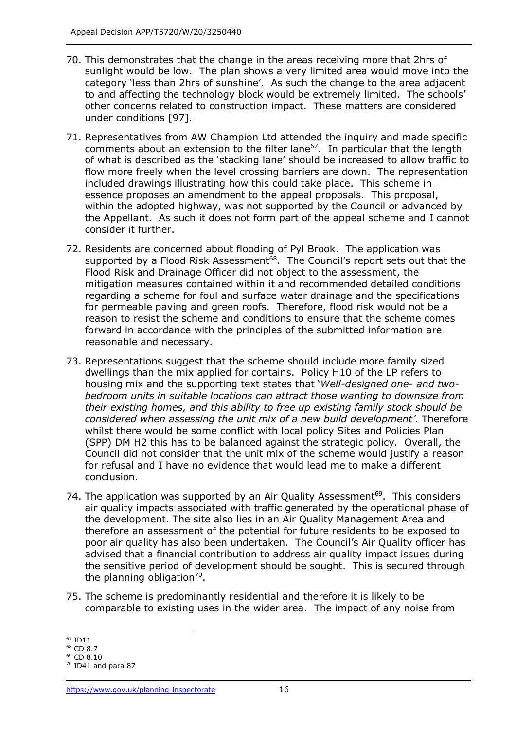70. This demonstrates that the change in the areas receiving more that 2hrs of sunlight would be low. The plan shows a very limited area would move into the category 'less than 2hrs of sunshine'. As such the change to the area adjacent to and affecting the technology block would be extremely limited. The schools' other concerns related to construction impact. These matters are considered under conditions [97].

71. Representatives from AW Champion Ltd attended the inquiry and made specific comments about an extension to the filter lane[67]. In particular that the length of what is described as the 'stacking lane' should be increased to allow traffic to flow more freely when the level crossing barriers are down. The representation included drawings illustrating how this could take place. This scheme in essence proposes an amendment to the appeal proposals. This proposal, within the adopted highway, was not supported by the Council or advanced by the Appellant. As such it does not form part of the appeal scheme and I cannot consider it further.

72. Residents are concerned about flooding of Pyl Brook. The application was supported by a Flood Risk Assessment[68]. The Council's report sets out that the Flood Risk and Drainage Officer did not object to the assessment, the mitigation measures contained within it and recommended detailed conditions regarding a scheme for foul and surface water drainage and the specifications for permeable paving and green roofs. Therefore, flood risk would not be a reason to resist the scheme and conditions to ensure that the scheme comes forward in accordance with the principles of the submitted information are reasonable and necessary.

73. Representations suggest that the scheme should include more family sized dwellings than the mix applied for contains. Policy H10 of the LP refers to housing mix and the supporting text states that '*Well-designed one- and two-bedroom units in suitable locations can attract those wanting to downsize from their existing homes, and this ability to free up existing family stock should be considered when assessing the unit mix of a new build development*'. Therefore whilst there would be some conflict with local policy Sites and Policies Plan (SPP) DM H2 this has to be balanced against the strategic policy. Overall, the Council did not consider that the unit mix of the scheme would justify a reason for refusal and I have no evidence that would lead me to make a different conclusion.

74. The application was supported by an Air Quality Assessment[69]. This considers air quality impacts associated with traffic generated by the operational phase of the development. The site also lies in an Air Quality Management Area and therefore an assessment of the potential for future residents to be exposed to poor air quality has also been undertaken. The Council's Air Quality officer has advised that a financial contribution to address air quality impact issues during the sensitive period of development should be sought. This is secured through the planning obligation[70].

75. The scheme is predominantly residential and therefore it is likely to be comparable to existing uses in the wider area. The impact of any noise from

---

[67] ID11
[68] CD 8.7
[69] CD 8.10
[70] ID41 and para 87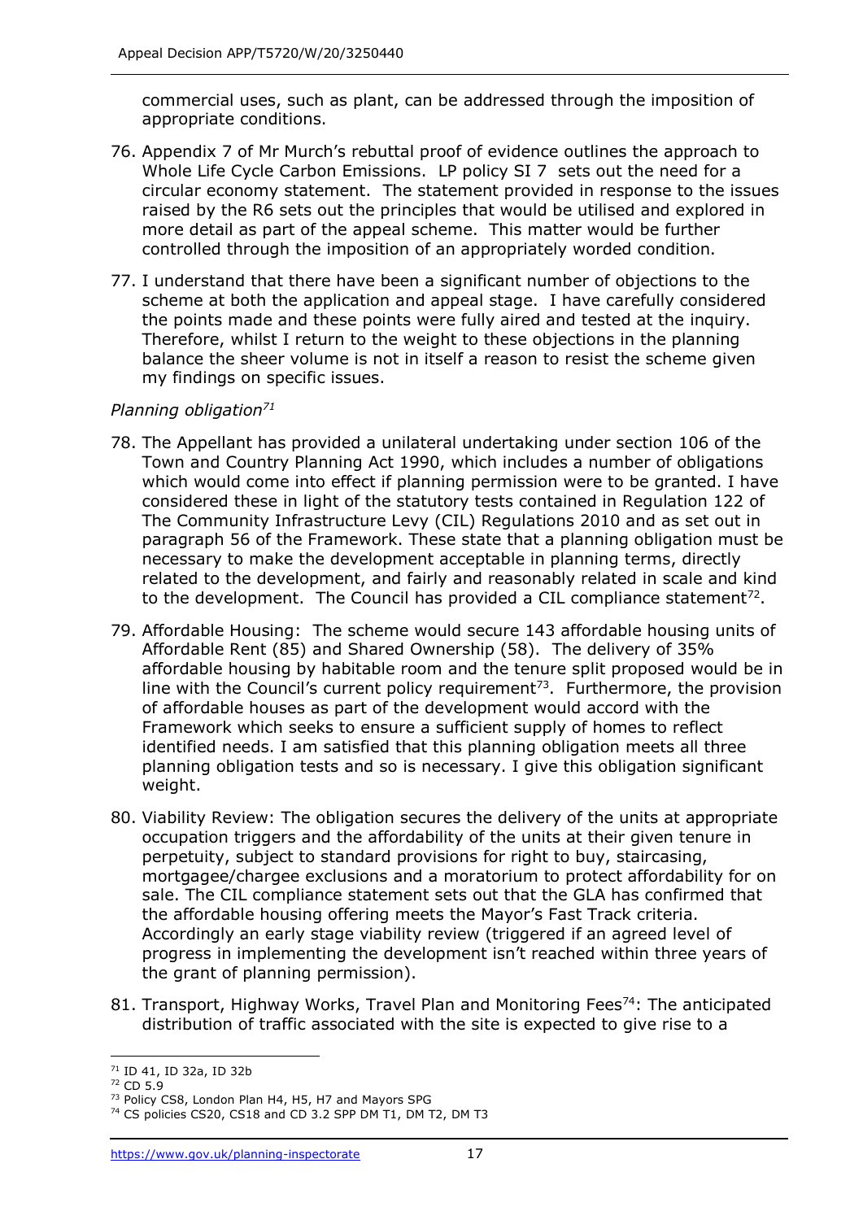commercial uses, such as plant, can be addressed through the imposition of appropriate conditions.

76. Appendix 7 of Mr Murch's rebuttal proof of evidence outlines the approach to Whole Life Cycle Carbon Emissions. LP policy SI 7 sets out the need for a circular economy statement. The statement provided in response to the issues raised by the R6 sets out the principles that would be utilised and explored in more detail as part of the appeal scheme. This matter would be further controlled through the imposition of an appropriately worded condition.

77. I understand that there have been a significant number of objections to the scheme at both the application and appeal stage. I have carefully considered the points made and these points were fully aired and tested at the inquiry. Therefore, whilst I return to the weight to these objections in the planning balance the sheer volume is not in itself a reason to resist the scheme given my findings on specific issues.

*Planning obligation*[71]

78. The Appellant has provided a unilateral undertaking under section 106 of the Town and Country Planning Act 1990, which includes a number of obligations which would come into effect if planning permission were to be granted. I have considered these in light of the statutory tests contained in Regulation 122 of The Community Infrastructure Levy (CIL) Regulations 2010 and as set out in paragraph 56 of the Framework. These state that a planning obligation must be necessary to make the development acceptable in planning terms, directly related to the development, and fairly and reasonably related in scale and kind to the development. The Council has provided a CIL compliance statement[72].

79. Affordable Housing: The scheme would secure 143 affordable housing units of Affordable Rent (85) and Shared Ownership (58). The delivery of 35% affordable housing by habitable room and the tenure split proposed would be in line with the Council's current policy requirement[73]. Furthermore, the provision of affordable houses as part of the development would accord with the Framework which seeks to ensure a sufficient supply of homes to reflect identified needs. I am satisfied that this planning obligation meets all three planning obligation tests and so is necessary. I give this obligation significant weight.

80. Viability Review: The obligation secures the delivery of the units at appropriate occupation triggers and the affordability of the units at their given tenure in perpetuity, subject to standard provisions for right to buy, staircasing, mortgagee/chargee exclusions and a moratorium to protect affordability for on sale. The CIL compliance statement sets out that the GLA has confirmed that the affordable housing offering meets the Mayor's Fast Track criteria. Accordingly an early stage viability review (triggered if an agreed level of progress in implementing the development isn't reached within three years of the grant of planning permission).

81. Transport, Highway Works, Travel Plan and Monitoring Fees[74]: The anticipated distribution of traffic associated with the site is expected to give rise to a

---

[71] ID 41, ID 32a, ID 32b

[72] CD 5.9

[73] Policy CS8, London Plan H4, H5, H7 and Mayors SPG

[74] CS policies CS20, CS18 and CD 3.2 SPP DM T1, DM T2, DM T3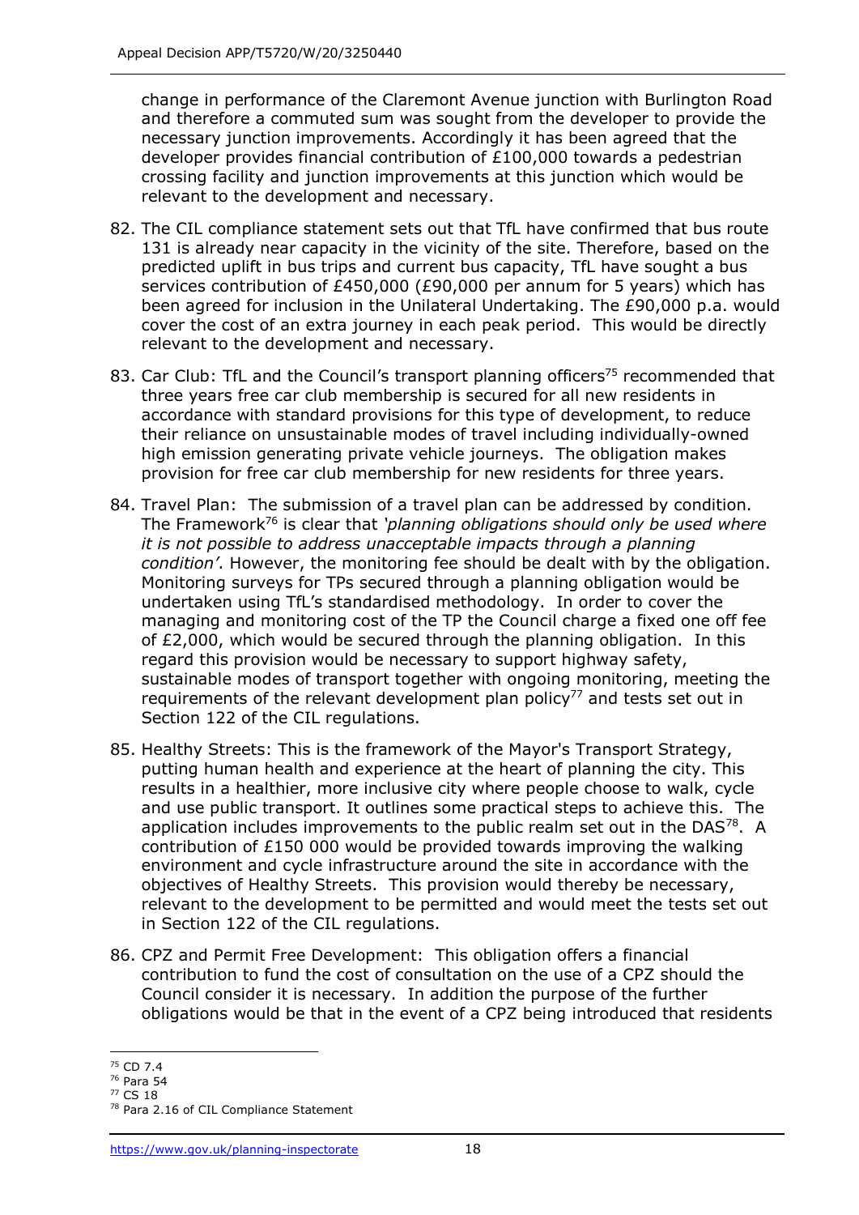change in performance of the Claremont Avenue junction with Burlington Road and therefore a commuted sum was sought from the developer to provide the necessary junction improvements. Accordingly it has been agreed that the developer provides financial contribution of £100,000 towards a pedestrian crossing facility and junction improvements at this junction which would be relevant to the development and necessary.

82. The CIL compliance statement sets out that TfL have confirmed that bus route 131 is already near capacity in the vicinity of the site. Therefore, based on the predicted uplift in bus trips and current bus capacity, TfL have sought a bus services contribution of £450,000 (£90,000 per annum for 5 years) which has been agreed for inclusion in the Unilateral Undertaking. The £90,000 p.a. would cover the cost of an extra journey in each peak period. This would be directly relevant to the development and necessary.

83. Car Club: TfL and the Council's transport planning officers[75] recommended that three years free car club membership is secured for all new residents in accordance with standard provisions for this type of development, to reduce their reliance on unsustainable modes of travel including individually-owned high emission generating private vehicle journeys. The obligation makes provision for free car club membership for new residents for three years.

84. Travel Plan: The submission of a travel plan can be addressed by condition. The Framework[76] is clear that *'planning obligations should only be used where it is not possible to address unacceptable impacts through a planning condition'*. However, the monitoring fee should be dealt with by the obligation. Monitoring surveys for TPs secured through a planning obligation would be undertaken using TfL's standardised methodology. In order to cover the managing and monitoring cost of the TP the Council charge a fixed one off fee of £2,000, which would be secured through the planning obligation. In this regard this provision would be necessary to support highway safety, sustainable modes of transport together with ongoing monitoring, meeting the requirements of the relevant development plan policy[77] and tests set out in Section 122 of the CIL regulations.

85. Healthy Streets: This is the framework of the Mayor's Transport Strategy, putting human health and experience at the heart of planning the city. This results in a healthier, more inclusive city where people choose to walk, cycle and use public transport. It outlines some practical steps to achieve this. The application includes improvements to the public realm set out in the DAS[78]. A contribution of £150 000 would be provided towards improving the walking environment and cycle infrastructure around the site in accordance with the objectives of Healthy Streets. This provision would thereby be necessary, relevant to the development to be permitted and would meet the tests set out in Section 122 of the CIL regulations.

86. CPZ and Permit Free Development: This obligation offers a financial contribution to fund the cost of consultation on the use of a CPZ should the Council consider it is necessary. In addition the purpose of the further obligations would be that in the event of a CPZ being introduced that residents

---

[75] CD 7.4
[76] Para 54
[77] CS 18
[78] Para 2.16 of CIL Compliance Statement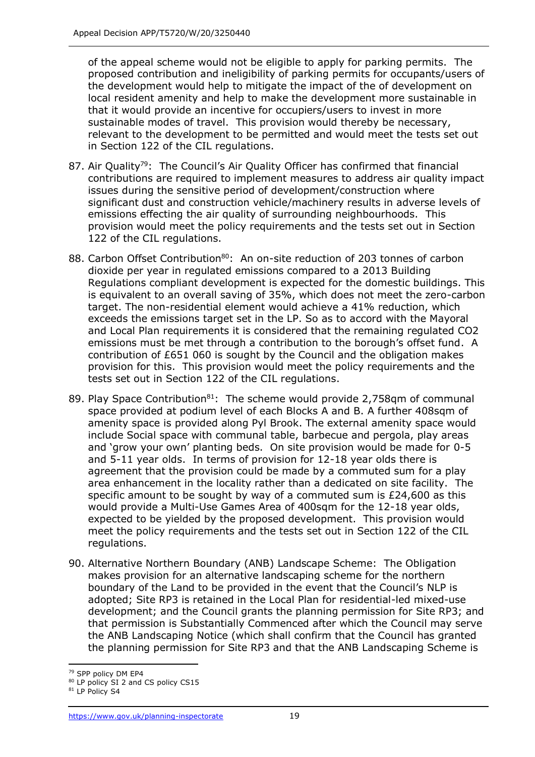of the appeal scheme would not be eligible to apply for parking permits. The proposed contribution and ineligibility of parking permits for occupants/users of the development would help to mitigate the impact of the of development on local resident amenity and help to make the development more sustainable in that it would provide an incentive for occupiers/users to invest in more sustainable modes of travel. This provision would thereby be necessary, relevant to the development to be permitted and would meet the tests set out in Section 122 of the CIL regulations.

87. Air Quality[79]: The Council's Air Quality Officer has confirmed that financial contributions are required to implement measures to address air quality impact issues during the sensitive period of development/construction where significant dust and construction vehicle/machinery results in adverse levels of emissions effecting the air quality of surrounding neighbourhoods. This provision would meet the policy requirements and the tests set out in Section 122 of the CIL regulations.

88. Carbon Offset Contribution[80]: An on-site reduction of 203 tonnes of carbon dioxide per year in regulated emissions compared to a 2013 Building Regulations compliant development is expected for the domestic buildings. This is equivalent to an overall saving of 35%, which does not meet the zero-carbon target. The non-residential element would achieve a 41% reduction, which exceeds the emissions target set in the LP. So as to accord with the Mayoral and Local Plan requirements it is considered that the remaining regulated CO2 emissions must be met through a contribution to the borough's offset fund. A contribution of £651 060 is sought by the Council and the obligation makes provision for this. This provision would meet the policy requirements and the tests set out in Section 122 of the CIL regulations.

89. Play Space Contribution[81]: The scheme would provide 2,758qm of communal space provided at podium level of each Blocks A and B. A further 408sqm of amenity space is provided along Pyl Brook. The external amenity space would include Social space with communal table, barbecue and pergola, play areas and 'grow your own' planting beds. On site provision would be made for 0-5 and 5-11 year olds. In terms of provision for 12-18 year olds there is agreement that the provision could be made by a commuted sum for a play area enhancement in the locality rather than a dedicated on site facility. The specific amount to be sought by way of a commuted sum is £24,600 as this would provide a Multi-Use Games Area of 400sqm for the 12-18 year olds, expected to be yielded by the proposed development. This provision would meet the policy requirements and the tests set out in Section 122 of the CIL regulations.

90. Alternative Northern Boundary (ANB) Landscape Scheme: The Obligation makes provision for an alternative landscaping scheme for the northern boundary of the Land to be provided in the event that the Council's NLP is adopted; Site RP3 is retained in the Local Plan for residential-led mixed-use development; and the Council grants the planning permission for Site RP3; and that permission is Substantially Commenced after which the Council may serve the ANB Landscaping Notice (which shall confirm that the Council has granted the planning permission for Site RP3 and that the ANB Landscaping Scheme is

---

[79] SPP policy DM EP4

[80] LP policy SI 2 and CS policy CS15

[81] LP Policy S4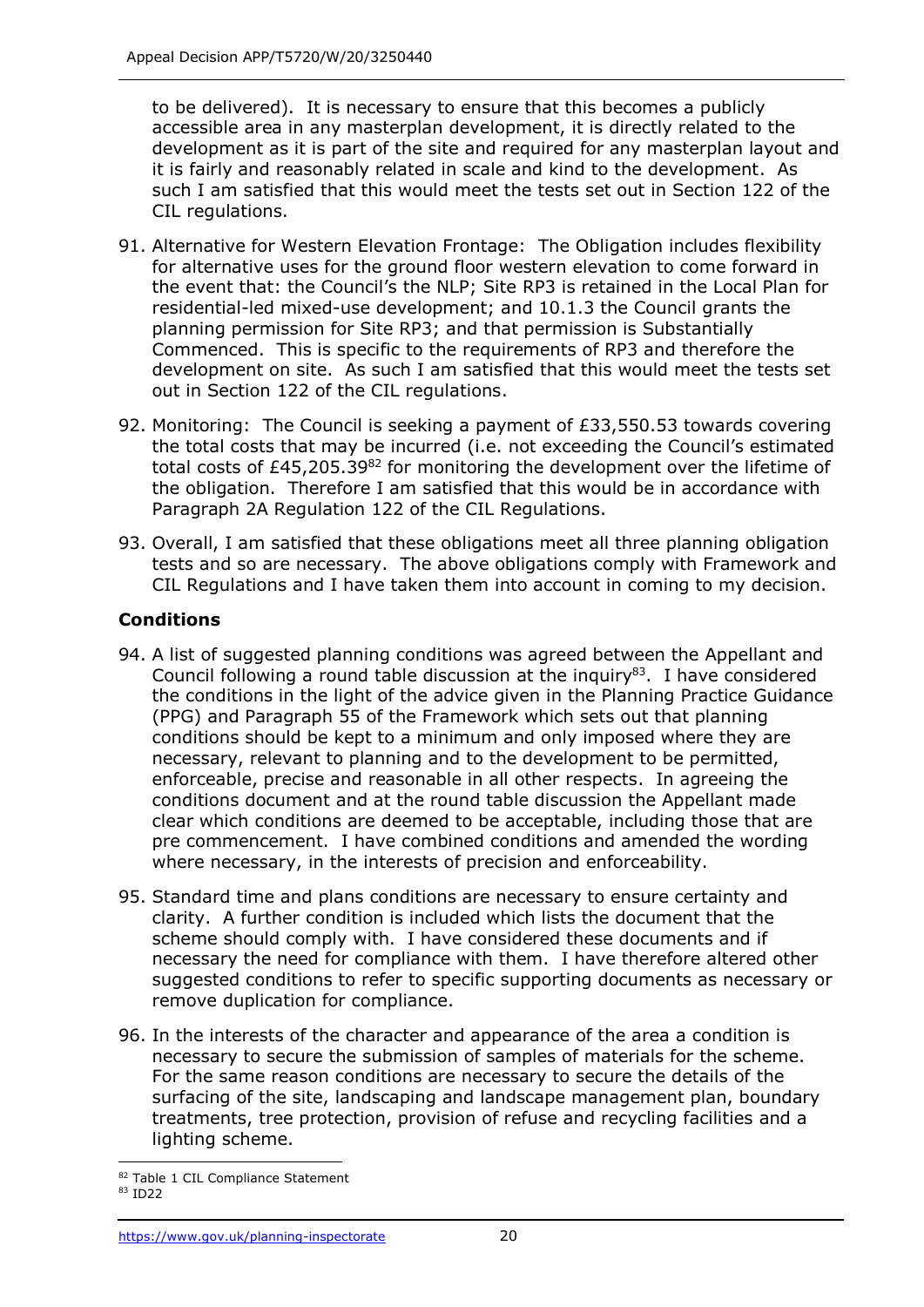to be delivered). It is necessary to ensure that this becomes a publicly accessible area in any masterplan development, it is directly related to the development as it is part of the site and required for any masterplan layout and it is fairly and reasonably related in scale and kind to the development. As such I am satisfied that this would meet the tests set out in Section 122 of the CIL regulations.

91. Alternative for Western Elevation Frontage: The Obligation includes flexibility for alternative uses for the ground floor western elevation to come forward in the event that: the Council's the NLP; Site RP3 is retained in the Local Plan for residential-led mixed-use development; and 10.1.3 the Council grants the planning permission for Site RP3; and that permission is Substantially Commenced. This is specific to the requirements of RP3 and therefore the development on site. As such I am satisfied that this would meet the tests set out in Section 122 of the CIL regulations.

92. Monitoring: The Council is seeking a payment of £33,550.53 towards covering the total costs that may be incurred (i.e. not exceeding the Council's estimated total costs of £45,205.39[82] for monitoring the development over the lifetime of the obligation. Therefore I am satisfied that this would be in accordance with Paragraph 2A Regulation 122 of the CIL Regulations.

93. Overall, I am satisfied that these obligations meet all three planning obligation tests and so are necessary. The above obligations comply with Framework and CIL Regulations and I have taken them into account in coming to my decision.

## Conditions

94. A list of suggested planning conditions was agreed between the Appellant and Council following a round table discussion at the inquiry[83]. I have considered the conditions in the light of the advice given in the Planning Practice Guidance (PPG) and Paragraph 55 of the Framework which sets out that planning conditions should be kept to a minimum and only imposed where they are necessary, relevant to planning and to the development to be permitted, enforceable, precise and reasonable in all other respects. In agreeing the conditions document and at the round table discussion the Appellant made clear which conditions are deemed to be acceptable, including those that are pre commencement. I have combined conditions and amended the wording where necessary, in the interests of precision and enforceability.

95. Standard time and plans conditions are necessary to ensure certainty and clarity. A further condition is included which lists the document that the scheme should comply with. I have considered these documents and if necessary the need for compliance with them. I have therefore altered other suggested conditions to refer to specific supporting documents as necessary or remove duplication for compliance.

96. In the interests of the character and appearance of the area a condition is necessary to secure the submission of samples of materials for the scheme. For the same reason conditions are necessary to secure the details of the surfacing of the site, landscaping and landscape management plan, boundary treatments, tree protection, provision of refuse and recycling facilities and a lighting scheme.

[82] Table 1 CIL Compliance Statement
[83] ID22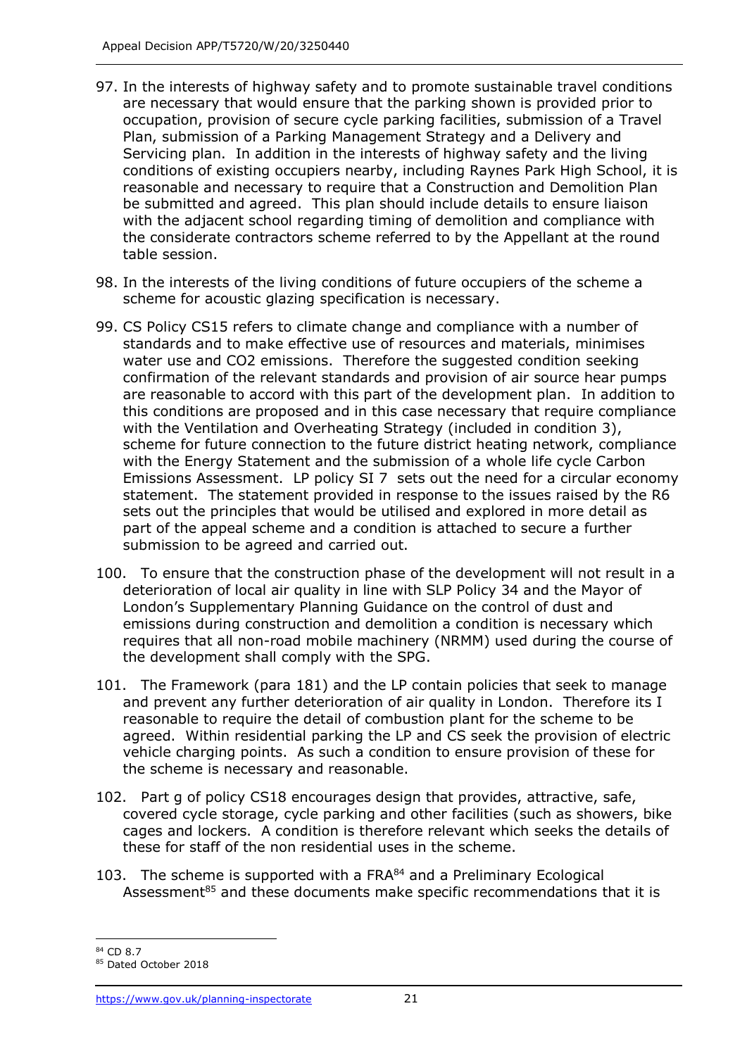97. In the interests of highway safety and to promote sustainable travel conditions are necessary that would ensure that the parking shown is provided prior to occupation, provision of secure cycle parking facilities, submission of a Travel Plan, submission of a Parking Management Strategy and a Delivery and Servicing plan. In addition in the interests of highway safety and the living conditions of existing occupiers nearby, including Raynes Park High School, it is reasonable and necessary to require that a Construction and Demolition Plan be submitted and agreed. This plan should include details to ensure liaison with the adjacent school regarding timing of demolition and compliance with the considerate contractors scheme referred to by the Appellant at the round table session.

98. In the interests of the living conditions of future occupiers of the scheme a scheme for acoustic glazing specification is necessary.

99. CS Policy CS15 refers to climate change and compliance with a number of standards and to make effective use of resources and materials, minimises water use and CO2 emissions. Therefore the suggested condition seeking confirmation of the relevant standards and provision of air source hear pumps are reasonable to accord with this part of the development plan. In addition to this conditions are proposed and in this case necessary that require compliance with the Ventilation and Overheating Strategy (included in condition 3), scheme for future connection to the future district heating network, compliance with the Energy Statement and the submission of a whole life cycle Carbon Emissions Assessment. LP policy SI 7 sets out the need for a circular economy statement. The statement provided in response to the issues raised by the R6 sets out the principles that would be utilised and explored in more detail as part of the appeal scheme and a condition is attached to secure a further submission to be agreed and carried out.

100. To ensure that the construction phase of the development will not result in a deterioration of local air quality in line with SLP Policy 34 and the Mayor of London's Supplementary Planning Guidance on the control of dust and emissions during construction and demolition a condition is necessary which requires that all non-road mobile machinery (NRMM) used during the course of the development shall comply with the SPG.

101. The Framework (para 181) and the LP contain policies that seek to manage and prevent any further deterioration of air quality in London. Therefore its I reasonable to require the detail of combustion plant for the scheme to be agreed. Within residential parking the LP and CS seek the provision of electric vehicle charging points. As such a condition to ensure provision of these for the scheme is necessary and reasonable.

102. Part g of policy CS18 encourages design that provides, attractive, safe, covered cycle storage, cycle parking and other facilities (such as showers, bike cages and lockers. A condition is therefore relevant which seeks the details of these for staff of the non residential uses in the scheme.

103. The scheme is supported with a FRA[84] and a Preliminary Ecological Assessment[85] and these documents make specific recommendations that it is

---

[84] CD 8.7

[85] Dated October 2018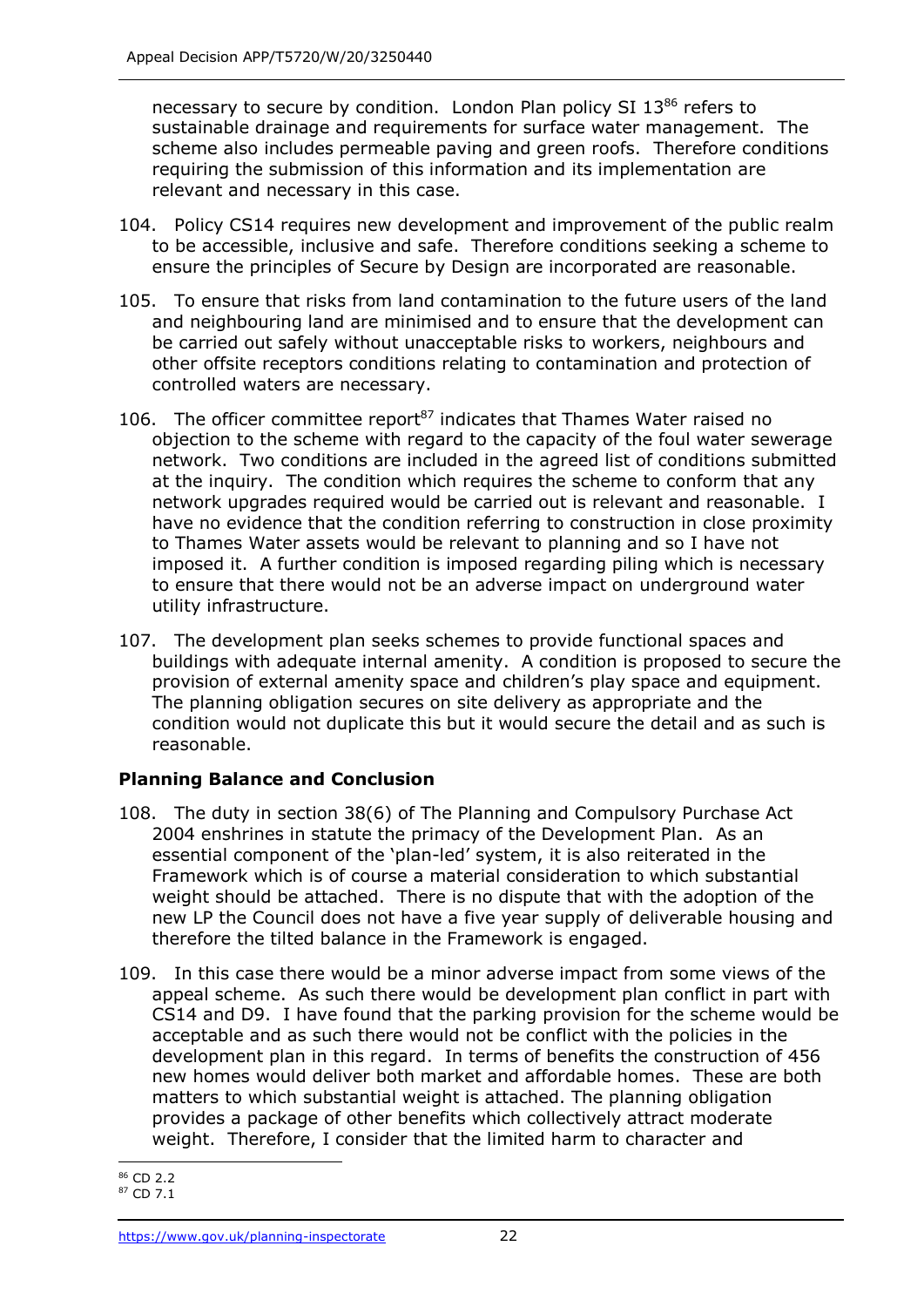necessary to secure by condition. London Plan policy SI 13[86] refers to sustainable drainage and requirements for surface water management. The scheme also includes permeable paving and green roofs. Therefore conditions requiring the submission of this information and its implementation are relevant and necessary in this case.

104. Policy CS14 requires new development and improvement of the public realm to be accessible, inclusive and safe. Therefore conditions seeking a scheme to ensure the principles of Secure by Design are incorporated are reasonable.

105. To ensure that risks from land contamination to the future users of the land and neighbouring land are minimised and to ensure that the development can be carried out safely without unacceptable risks to workers, neighbours and other offsite receptors conditions relating to contamination and protection of controlled waters are necessary.

106. The officer committee report[87] indicates that Thames Water raised no objection to the scheme with regard to the capacity of the foul water sewerage network. Two conditions are included in the agreed list of conditions submitted at the inquiry. The condition which requires the scheme to conform that any network upgrades required would be carried out is relevant and reasonable. I have no evidence that the condition referring to construction in close proximity to Thames Water assets would be relevant to planning and so I have not imposed it. A further condition is imposed regarding piling which is necessary to ensure that there would not be an adverse impact on underground water utility infrastructure.

107. The development plan seeks schemes to provide functional spaces and buildings with adequate internal amenity. A condition is proposed to secure the provision of external amenity space and children's play space and equipment. The planning obligation secures on site delivery as appropriate and the condition would not duplicate this but it would secure the detail and as such is reasonable.

### Planning Balance and Conclusion

108. The duty in section 38(6) of The Planning and Compulsory Purchase Act 2004 enshrines in statute the primacy of the Development Plan. As an essential component of the 'plan-led' system, it is also reiterated in the Framework which is of course a material consideration to which substantial weight should be attached. There is no dispute that with the adoption of the new LP the Council does not have a five year supply of deliverable housing and therefore the tilted balance in the Framework is engaged.

109. In this case there would be a minor adverse impact from some views of the appeal scheme. As such there would be development plan conflict in part with CS14 and D9. I have found that the parking provision for the scheme would be acceptable and as such there would not be conflict with the policies in the development plan in this regard. In terms of benefits the construction of 456 new homes would deliver both market and affordable homes. These are both matters to which substantial weight is attached. The planning obligation provides a package of other benefits which collectively attract moderate weight. Therefore, I consider that the limited harm to character and

[86] CD 2.2

[87] CD 7.1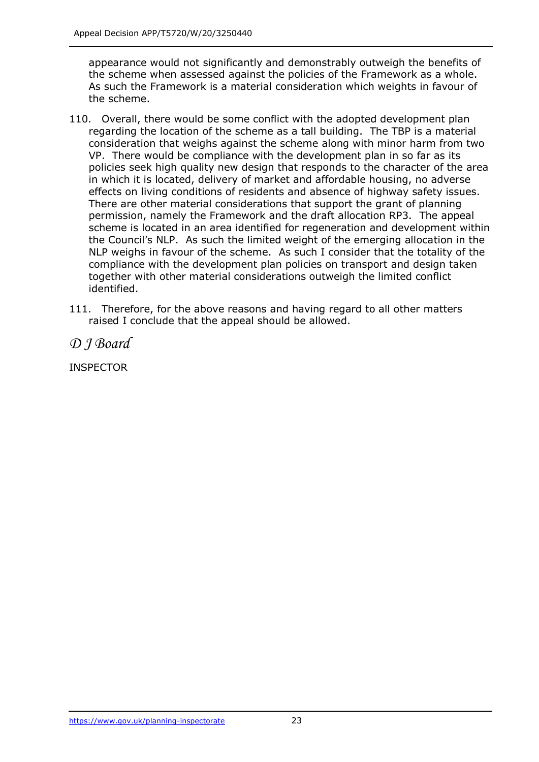appearance would not significantly and demonstrably outweigh the benefits of the scheme when assessed against the policies of the Framework as a whole. As such the Framework is a material consideration which weights in favour of the scheme.

110. Overall, there would be some conflict with the adopted development plan regarding the location of the scheme as a tall building. The TBP is a material consideration that weighs against the scheme along with minor harm from two VP. There would be compliance with the development plan in so far as its policies seek high quality new design that responds to the character of the area in which it is located, delivery of market and affordable housing, no adverse effects on living conditions of residents and absence of highway safety issues. There are other material considerations that support the grant of planning permission, namely the Framework and the draft allocation RP3. The appeal scheme is located in an area identified for regeneration and development within the Council's NLP. As such the limited weight of the emerging allocation in the NLP weighs in favour of the scheme. As such I consider that the totality of the compliance with the development plan policies on transport and design taken together with other material considerations outweigh the limited conflict identified.

111. Therefore, for the above reasons and having regard to all other matters raised I conclude that the appeal should be allowed.

*D J Board*

INSPECTOR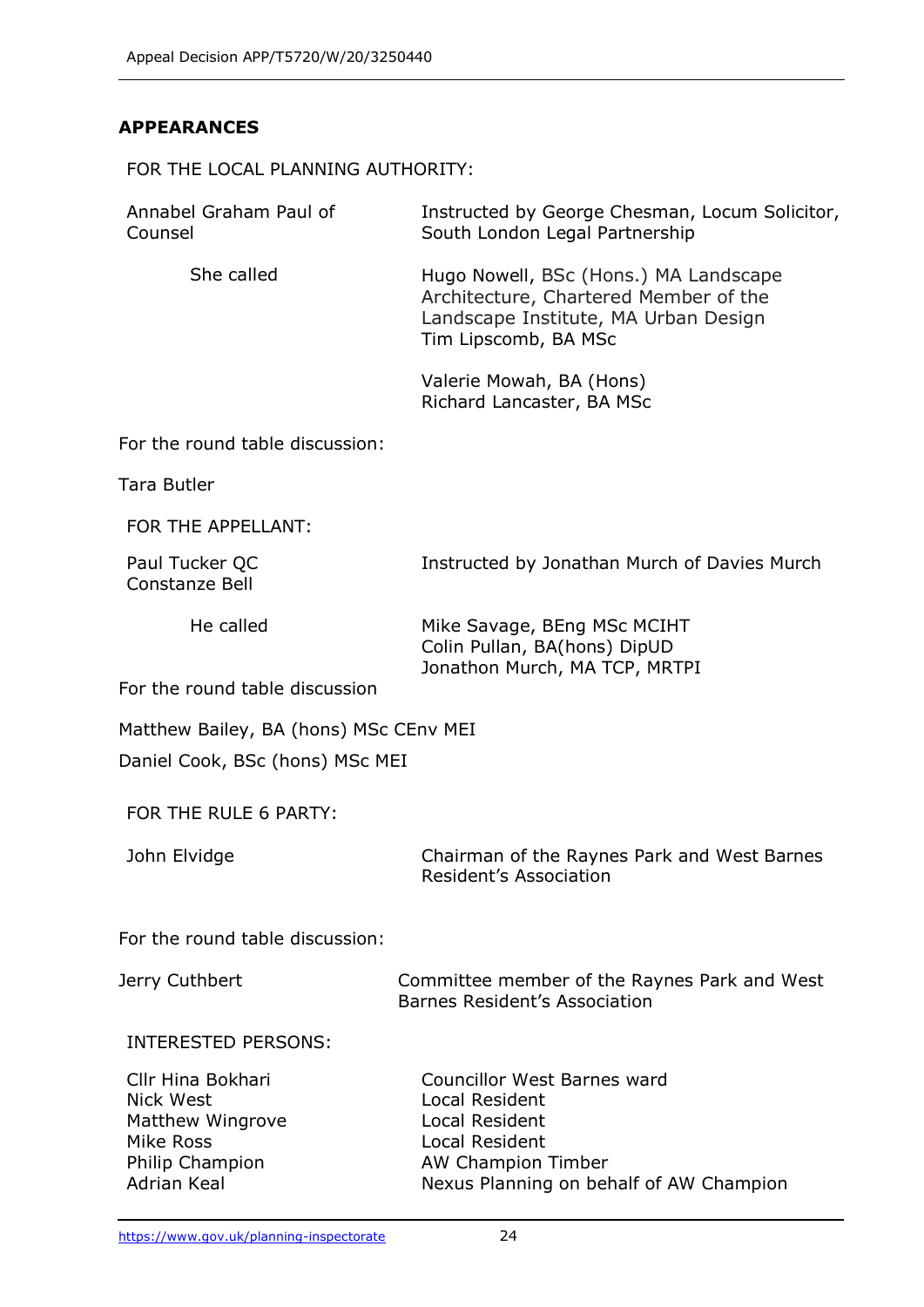## APPEARANCES

FOR THE LOCAL PLANNING AUTHORITY:

| | |
|---|---|
| Annabel Graham Paul of Counsel | Instructed by George Chesman, Locum Solicitor, South London Legal Partnership |
| She called | Hugo Nowell, BSc (Hons.) MA Landscape Architecture, Chartered Member of the Landscape Institute, MA Urban Design<br>Tim Lipscomb, BA MSc |
| | Valerie Mowah, BA (Hons)<br>Richard Lancaster, BA MSc |

For the round table discussion:

Tara Butler

FOR THE APPELLANT:

| | |
|---|---|
| Paul Tucker QC<br>Constanze Bell | Instructed by Jonathan Murch of Davies Murch |
| He called | Mike Savage, BEng MSc MCIHT<br>Colin Pullan, BA(hons) DipUD<br>Jonathon Murch, MA TCP, MRTPI |

For the round table discussion

Matthew Bailey, BA (hons) MSc CEnv MEI

Daniel Cook, BSc (hons) MSc MEI

FOR THE RULE 6 PARTY:

| | |
|---|---|
| John Elvidge | Chairman of the Raynes Park and West Barnes Resident's Association |

For the round table discussion:

| | |
|---|---|
| Jerry Cuthbert | Committee member of the Raynes Park and West Barnes Resident's Association |

INTERESTED PERSONS:

| | |
|---|---|
| Cllr Hina Bokhari | Councillor West Barnes ward |
| Nick West | Local Resident |
| Matthew Wingrove | Local Resident |
| Mike Ross | Local Resident |
| Philip Champion | AW Champion Timber |
| Adrian Keal | Nexus Planning on behalf of AW Champion |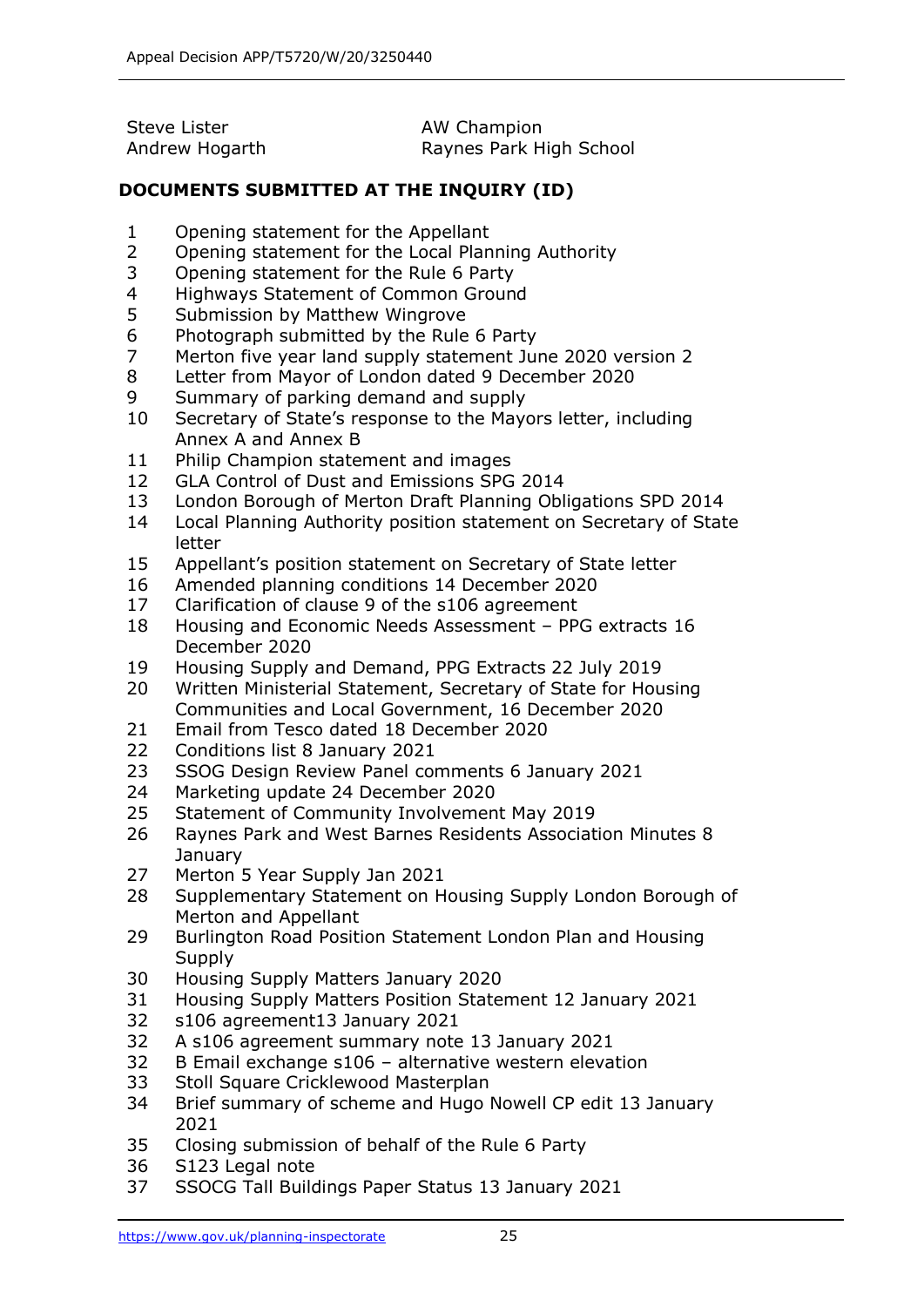| | |
|---|---|
| Steve Lister | AW Champion |
| Andrew Hogarth | Raynes Park High School |

**DOCUMENTS SUBMITTED AT THE INQUIRY (ID)**

1 Opening statement for the Appellant
2 Opening statement for the Local Planning Authority
3 Opening statement for the Rule 6 Party
4 Highways Statement of Common Ground
5 Submission by Matthew Wingrove
6 Photograph submitted by the Rule 6 Party
7 Merton five year land supply statement June 2020 version 2
8 Letter from Mayor of London dated 9 December 2020
9 Summary of parking demand and supply
10 Secretary of State's response to the Mayors letter, including Annex A and Annex B
11 Philip Champion statement and images
12 GLA Control of Dust and Emissions SPG 2014
13 London Borough of Merton Draft Planning Obligations SPD 2014
14 Local Planning Authority position statement on Secretary of State letter
15 Appellant's position statement on Secretary of State letter
16 Amended planning conditions 14 December 2020
17 Clarification of clause 9 of the s106 agreement
18 Housing and Economic Needs Assessment – PPG extracts 16 December 2020
19 Housing Supply and Demand, PPG Extracts 22 July 2019
20 Written Ministerial Statement, Secretary of State for Housing Communities and Local Government, 16 December 2020
21 Email from Tesco dated 18 December 2020
22 Conditions list 8 January 2021
23 SSOG Design Review Panel comments 6 January 2021
24 Marketing update 24 December 2020
25 Statement of Community Involvement May 2019
26 Raynes Park and West Barnes Residents Association Minutes 8 January
27 Merton 5 Year Supply Jan 2021
28 Supplementary Statement on Housing Supply London Borough of Merton and Appellant
29 Burlington Road Position Statement London Plan and Housing Supply
30 Housing Supply Matters January 2020
31 Housing Supply Matters Position Statement 12 January 2021
32 s106 agreement13 January 2021
32 A s106 agreement summary note 13 January 2021
32 B Email exchange s106 – alternative western elevation
33 Stoll Square Cricklewood Masterplan
34 Brief summary of scheme and Hugo Nowell CP edit 13 January 2021
35 Closing submission of behalf of the Rule 6 Party
36 S123 Legal note
37 SSOCG Tall Buildings Paper Status 13 January 2021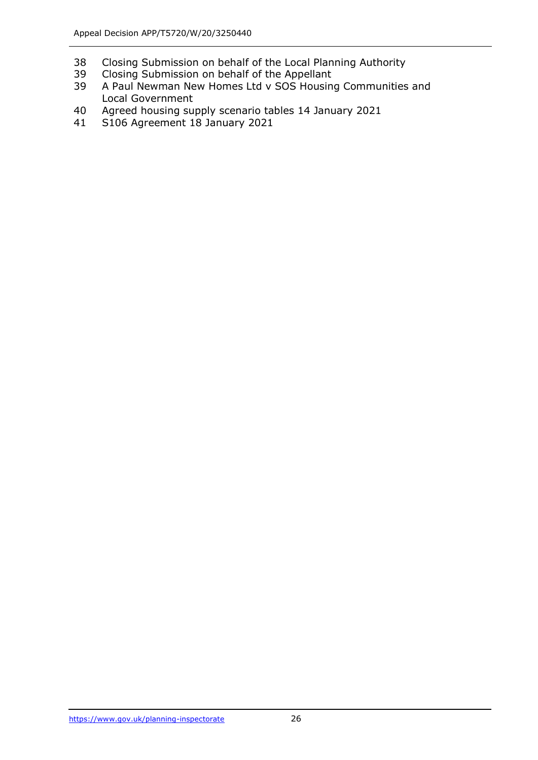38 Closing Submission on behalf of the Local Planning Authority
39 Closing Submission on behalf of the Appellant
39 A Paul Newman New Homes Ltd v SOS Housing Communities and Local Government
40 Agreed housing supply scenario tables 14 January 2021
41 S106 Agreement 18 January 2021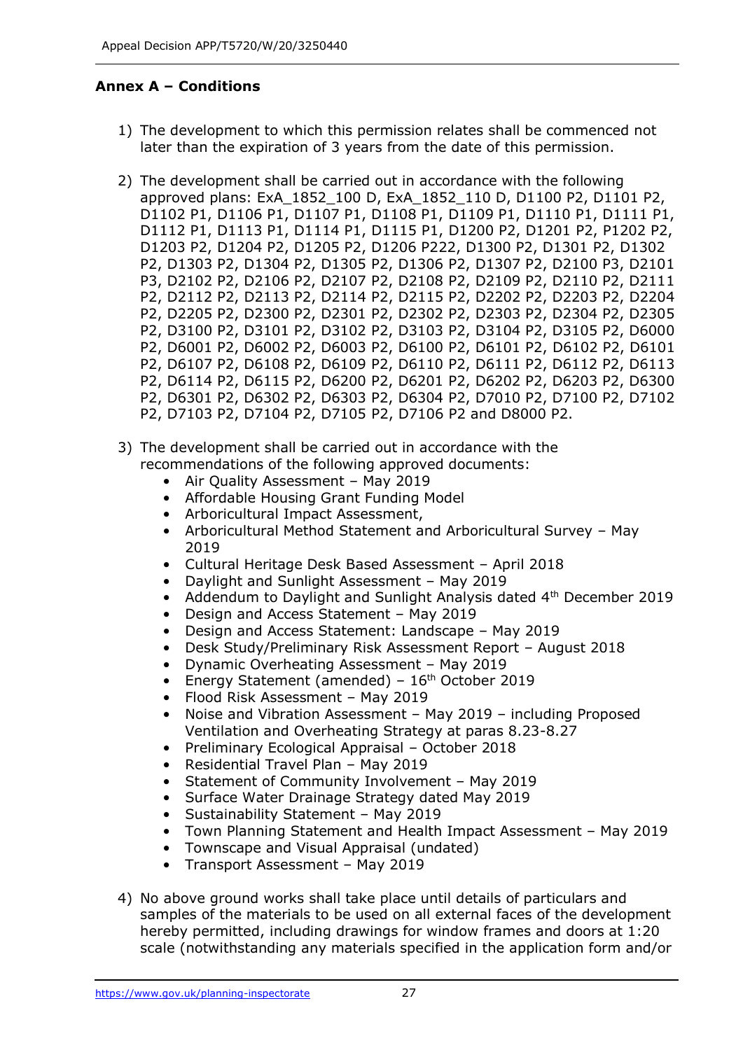**Annex A – Conditions**

1) The development to which this permission relates shall be commenced not later than the expiration of 3 years from the date of this permission.

2) The development shall be carried out in accordance with the following approved plans: ExA_1852_100 D, ExA_1852_110 D, D1100 P2, D1101 P2, D1102 P1, D1106 P1, D1107 P1, D1108 P1, D1109 P1, D1110 P1, D1111 P1, D1112 P1, D1113 P1, D1114 P1, D1115 P1, D1200 P2, D1201 P2, P1202 P2, D1203 P2, D1204 P2, D1205 P2, D1206 P222, D1300 P2, D1301 P2, D1302 P2, D1303 P2, D1304 P2, D1305 P2, D1306 P2, D1307 P2, D2100 P3, D2101 P3, D2102 P2, D2106 P2, D2107 P2, D2108 P2, D2109 P2, D2110 P2, D2111 P2, D2112 P2, D2113 P2, D2114 P2, D2115 P2, D2202 P2, D2203 P2, D2204 P2, D2205 P2, D2300 P2, D2301 P2, D2302 P2, D2303 P2, D2304 P2, D2305 P2, D3100 P2, D3101 P2, D3102 P2, D3103 P2, D3104 P2, D3105 P2, D6000 P2, D6001 P2, D6002 P2, D6003 P2, D6100 P2, D6101 P2, D6102 P2, D6101 P2, D6107 P2, D6108 P2, D6109 P2, D6110 P2, D6111 P2, D6112 P2, D6113 P2, D6114 P2, D6115 P2, D6200 P2, D6201 P2, D6202 P2, D6203 P2, D6300 P2, D6301 P2, D6302 P2, D6303 P2, D6304 P2, D7010 P2, D7100 P2, D7102 P2, D7103 P2, D7104 P2, D7105 P2, D7106 P2 and D8000 P2.

3) The development shall be carried out in accordance with the recommendations of the following approved documents:
   - Air Quality Assessment – May 2019
   - Affordable Housing Grant Funding Model
   - Arboricultural Impact Assessment,
   - Arboricultural Method Statement and Arboricultural Survey – May 2019
   - Cultural Heritage Desk Based Assessment – April 2018
   - Daylight and Sunlight Assessment – May 2019
   - Addendum to Daylight and Sunlight Analysis dated 4th December 2019
   - Design and Access Statement – May 2019
   - Design and Access Statement: Landscape – May 2019
   - Desk Study/Preliminary Risk Assessment Report – August 2018
   - Dynamic Overheating Assessment – May 2019
   - Energy Statement (amended) – 16th October 2019
   - Flood Risk Assessment – May 2019
   - Noise and Vibration Assessment – May 2019 – including Proposed Ventilation and Overheating Strategy at paras 8.23-8.27
   - Preliminary Ecological Appraisal – October 2018
   - Residential Travel Plan – May 2019
   - Statement of Community Involvement – May 2019
   - Surface Water Drainage Strategy dated May 2019
   - Sustainability Statement – May 2019
   - Town Planning Statement and Health Impact Assessment – May 2019
   - Townscape and Visual Appraisal (undated)
   - Transport Assessment – May 2019

4) No above ground works shall take place until details of particulars and samples of the materials to be used on all external faces of the development hereby permitted, including drawings for window frames and doors at 1:20 scale (notwithstanding any materials specified in the application form and/or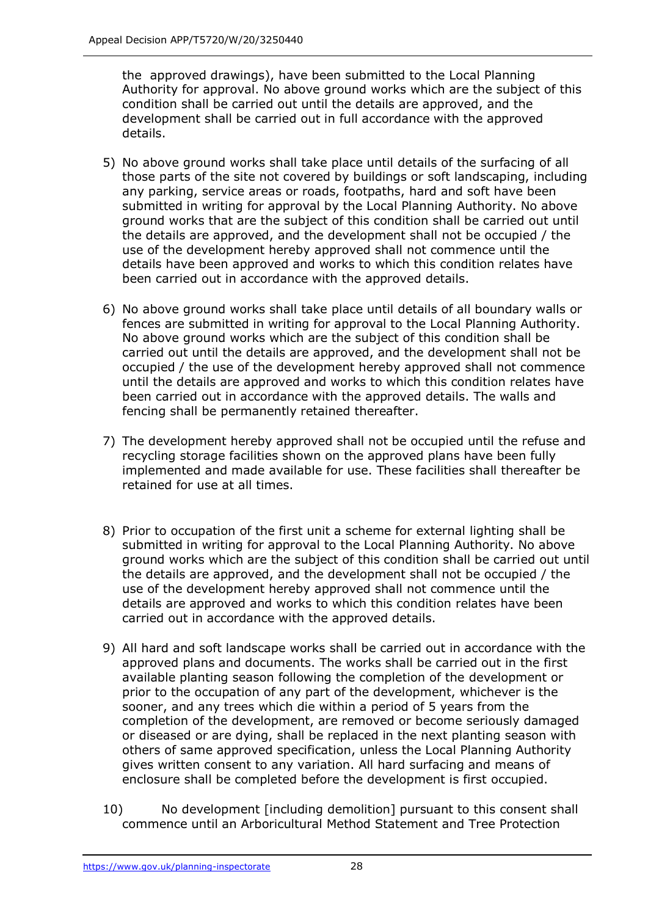the approved drawings), have been submitted to the Local Planning Authority for approval. No above ground works which are the subject of this condition shall be carried out until the details are approved, and the development shall be carried out in full accordance with the approved details.

5) No above ground works shall take place until details of the surfacing of all those parts of the site not covered by buildings or soft landscaping, including any parking, service areas or roads, footpaths, hard and soft have been submitted in writing for approval by the Local Planning Authority. No above ground works that are the subject of this condition shall be carried out until the details are approved, and the development shall not be occupied / the use of the development hereby approved shall not commence until the details have been approved and works to which this condition relates have been carried out in accordance with the approved details.

6) No above ground works shall take place until details of all boundary walls or fences are submitted in writing for approval to the Local Planning Authority. No above ground works which are the subject of this condition shall be carried out until the details are approved, and the development shall not be occupied / the use of the development hereby approved shall not commence until the details are approved and works to which this condition relates have been carried out in accordance with the approved details. The walls and fencing shall be permanently retained thereafter.

7) The development hereby approved shall not be occupied until the refuse and recycling storage facilities shown on the approved plans have been fully implemented and made available for use. These facilities shall thereafter be retained for use at all times.

8) Prior to occupation of the first unit a scheme for external lighting shall be submitted in writing for approval to the Local Planning Authority. No above ground works which are the subject of this condition shall be carried out until the details are approved, and the development shall not be occupied / the use of the development hereby approved shall not commence until the details are approved and works to which this condition relates have been carried out in accordance with the approved details.

9) All hard and soft landscape works shall be carried out in accordance with the approved plans and documents. The works shall be carried out in the first available planting season following the completion of the development or prior to the occupation of any part of the development, whichever is the sooner, and any trees which die within a period of 5 years from the completion of the development, are removed or become seriously damaged or diseased or are dying, shall be replaced in the next planting season with others of same approved specification, unless the Local Planning Authority gives written consent to any variation. All hard surfacing and means of enclosure shall be completed before the development is first occupied.

10) No development [including demolition] pursuant to this consent shall commence until an Arboricultural Method Statement and Tree Protection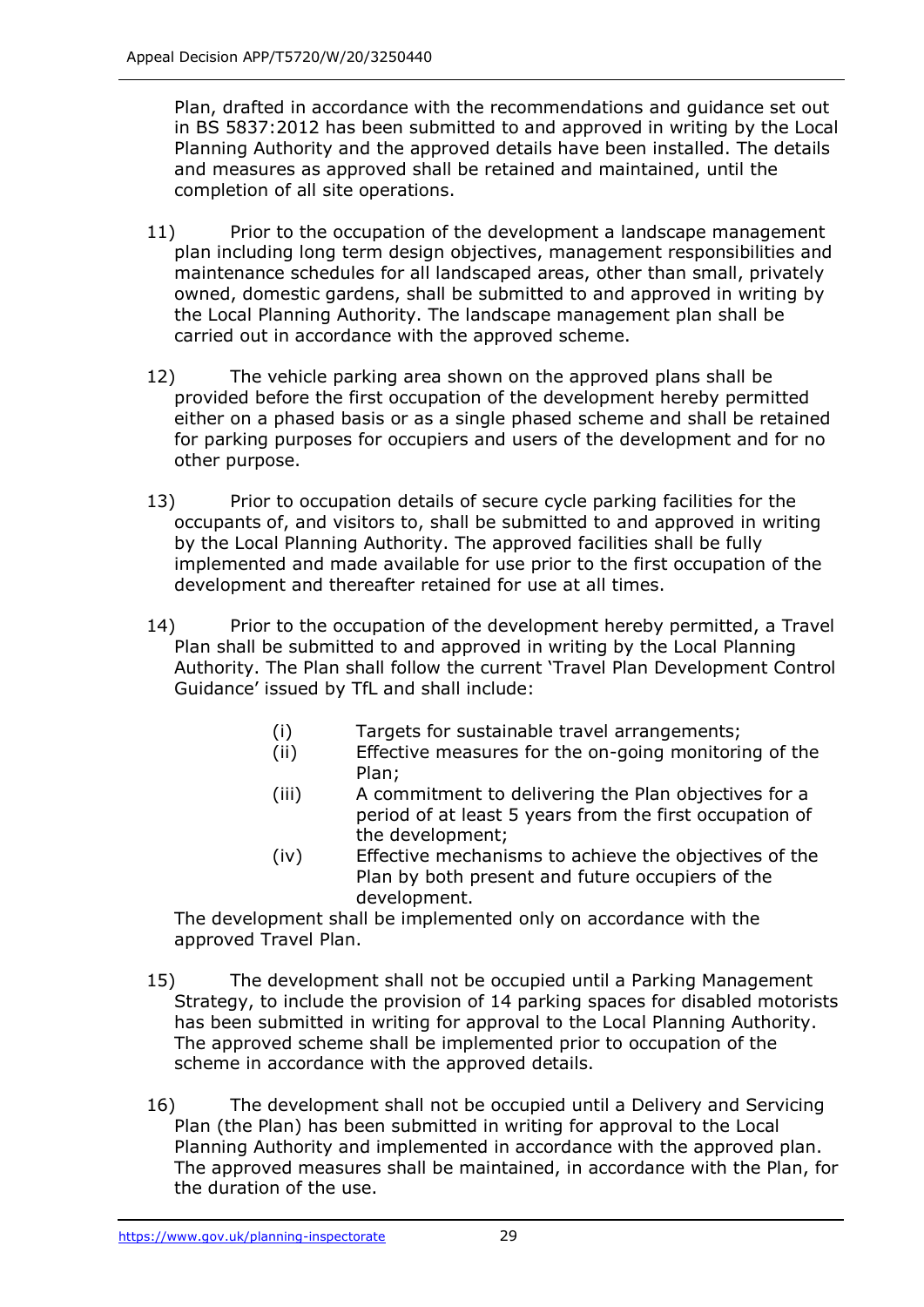Plan, drafted in accordance with the recommendations and guidance set out in BS 5837:2012 has been submitted to and approved in writing by the Local Planning Authority and the approved details have been installed. The details and measures as approved shall be retained and maintained, until the completion of all site operations.

11) Prior to the occupation of the development a landscape management plan including long term design objectives, management responsibilities and maintenance schedules for all landscaped areas, other than small, privately owned, domestic gardens, shall be submitted to and approved in writing by the Local Planning Authority. The landscape management plan shall be carried out in accordance with the approved scheme.

12) The vehicle parking area shown on the approved plans shall be provided before the first occupation of the development hereby permitted either on a phased basis or as a single phased scheme and shall be retained for parking purposes for occupiers and users of the development and for no other purpose.

13) Prior to occupation details of secure cycle parking facilities for the occupants of, and visitors to, shall be submitted to and approved in writing by the Local Planning Authority. The approved facilities shall be fully implemented and made available for use prior to the first occupation of the development and thereafter retained for use at all times.

14) Prior to the occupation of the development hereby permitted, a Travel Plan shall be submitted to and approved in writing by the Local Planning Authority. The Plan shall follow the current 'Travel Plan Development Control Guidance' issued by TfL and shall include:

    (i) Targets for sustainable travel arrangements;
    (ii) Effective measures for the on-going monitoring of the Plan;
    (iii) A commitment to delivering the Plan objectives for a period of at least 5 years from the first occupation of the development;
    (iv) Effective mechanisms to achieve the objectives of the Plan by both present and future occupiers of the development.

    The development shall be implemented only on accordance with the approved Travel Plan.

15) The development shall not be occupied until a Parking Management Strategy, to include the provision of 14 parking spaces for disabled motorists has been submitted in writing for approval to the Local Planning Authority. The approved scheme shall be implemented prior to occupation of the scheme in accordance with the approved details.

16) The development shall not be occupied until a Delivery and Servicing Plan (the Plan) has been submitted in writing for approval to the Local Planning Authority and implemented in accordance with the approved plan. The approved measures shall be maintained, in accordance with the Plan, for the duration of the use.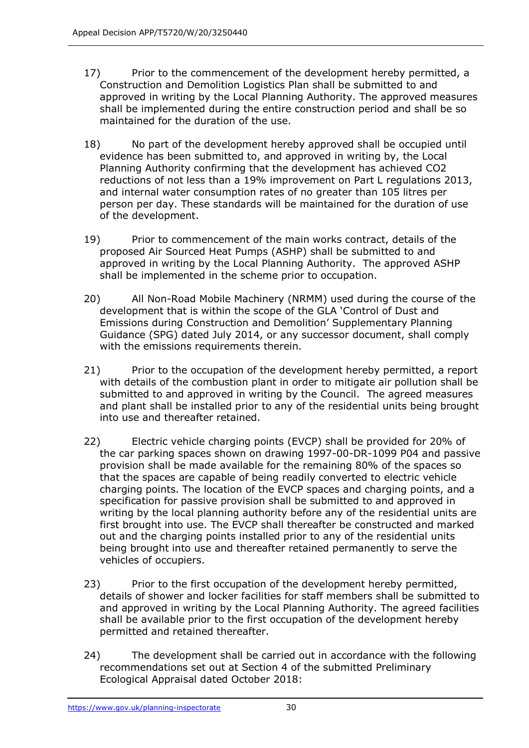17) Prior to the commencement of the development hereby permitted, a Construction and Demolition Logistics Plan shall be submitted to and approved in writing by the Local Planning Authority. The approved measures shall be implemented during the entire construction period and shall be so maintained for the duration of the use.

18) No part of the development hereby approved shall be occupied until evidence has been submitted to, and approved in writing by, the Local Planning Authority confirming that the development has achieved $CO_2$ reductions of not less than a 19% improvement on Part L regulations 2013, and internal water consumption rates of no greater than 105 litres per person per day. These standards will be maintained for the duration of use of the development.

19) Prior to commencement of the main works contract, details of the proposed Air Sourced Heat Pumps (ASHP) shall be submitted to and approved in writing by the Local Planning Authority. The approved ASHP shall be implemented in the scheme prior to occupation.

20) All Non-Road Mobile Machinery (NRMM) used during the course of the development that is within the scope of the GLA 'Control of Dust and Emissions during Construction and Demolition' Supplementary Planning Guidance (SPG) dated July 2014, or any successor document, shall comply with the emissions requirements therein.

21) Prior to the occupation of the development hereby permitted, a report with details of the combustion plant in order to mitigate air pollution shall be submitted to and approved in writing by the Council. The agreed measures and plant shall be installed prior to any of the residential units being brought into use and thereafter retained.

22) Electric vehicle charging points (EVCP) shall be provided for 20% of the car parking spaces shown on drawing 1997-00-DR-1099 P04 and passive provision shall be made available for the remaining 80% of the spaces so that the spaces are capable of being readily converted to electric vehicle charging points. The location of the EVCP spaces and charging points, and a specification for passive provision shall be submitted to and approved in writing by the local planning authority before any of the residential units are first brought into use. The EVCP shall thereafter be constructed and marked out and the charging points installed prior to any of the residential units being brought into use and thereafter retained permanently to serve the vehicles of occupiers.

23) Prior to the first occupation of the development hereby permitted, details of shower and locker facilities for staff members shall be submitted to and approved in writing by the Local Planning Authority. The agreed facilities shall be available prior to the first occupation of the development hereby permitted and retained thereafter.

24) The development shall be carried out in accordance with the following recommendations set out at Section 4 of the submitted Preliminary Ecological Appraisal dated October 2018: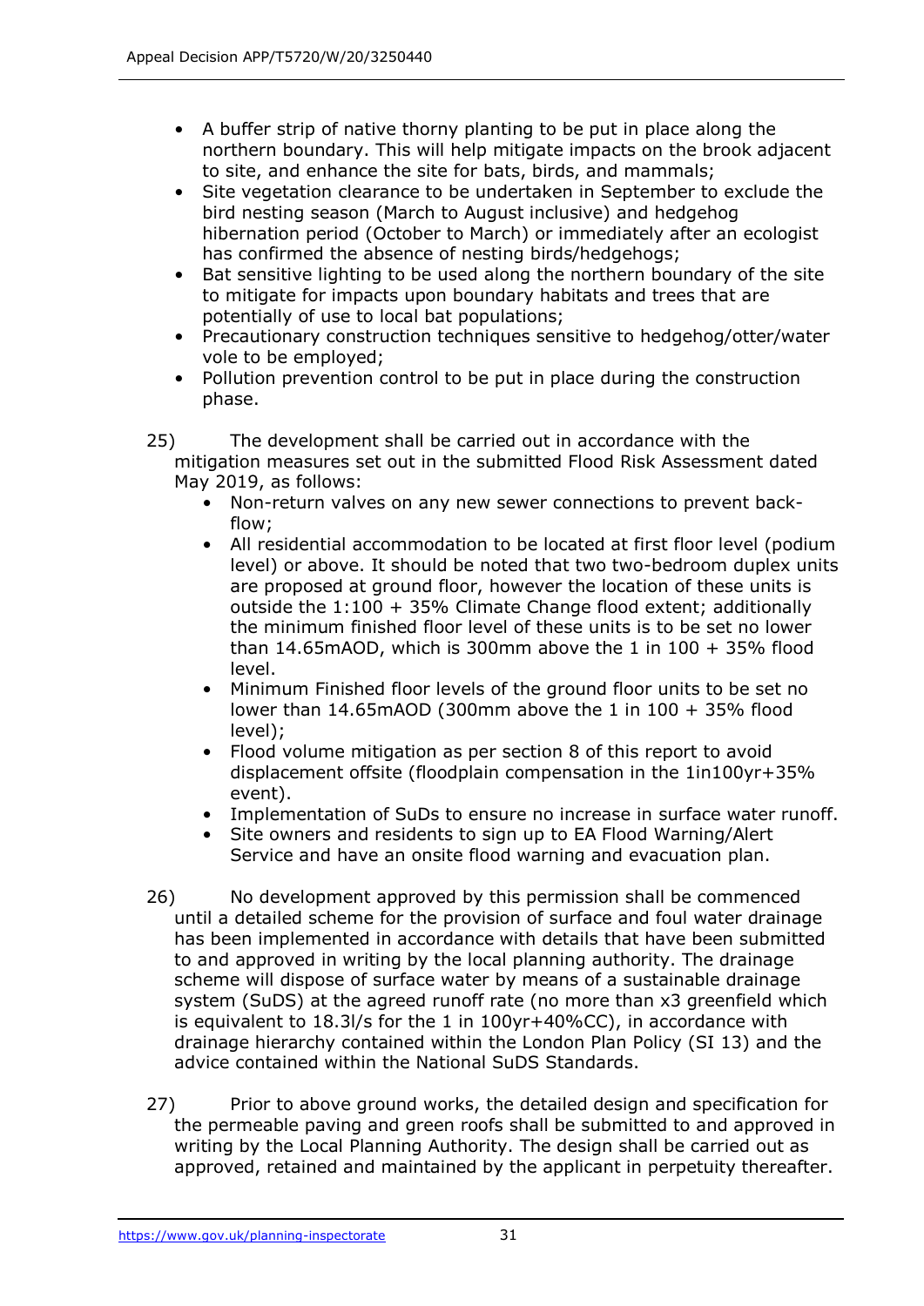- A buffer strip of native thorny planting to be put in place along the northern boundary. This will help mitigate impacts on the brook adjacent to site, and enhance the site for bats, birds, and mammals;
- Site vegetation clearance to be undertaken in September to exclude the bird nesting season (March to August inclusive) and hedgehog hibernation period (October to March) or immediately after an ecologist has confirmed the absence of nesting birds/hedgehogs;
- Bat sensitive lighting to be used along the northern boundary of the site to mitigate for impacts upon boundary habitats and trees that are potentially of use to local bat populations;
- Precautionary construction techniques sensitive to hedgehog/otter/water vole to be employed;
- Pollution prevention control to be put in place during the construction phase.

25) The development shall be carried out in accordance with the mitigation measures set out in the submitted Flood Risk Assessment dated May 2019, as follows:
   - Non-return valves on any new sewer connections to prevent back-flow;
   - All residential accommodation to be located at first floor level (podium level) or above. It should be noted that two two-bedroom duplex units are proposed at ground floor, however the location of these units is outside the 1:100 + 35% Climate Change flood extent; additionally the minimum finished floor level of these units is to be set no lower than 14.65mAOD, which is 300mm above the 1 in 100 + 35% flood level.
   - Minimum Finished floor levels of the ground floor units to be set no lower than 14.65mAOD (300mm above the 1 in 100 + 35% flood level);
   - Flood volume mitigation as per section 8 of this report to avoid displacement offsite (floodplain compensation in the 1in100yr+35% event).
   - Implementation of SuDs to ensure no increase in surface water runoff.
   - Site owners and residents to sign up to EA Flood Warning/Alert Service and have an onsite flood warning and evacuation plan.

26) No development approved by this permission shall be commenced until a detailed scheme for the provision of surface and foul water drainage has been implemented in accordance with details that have been submitted to and approved in writing by the local planning authority. The drainage scheme will dispose of surface water by means of a sustainable drainage system (SuDS) at the agreed runoff rate (no more than x3 greenfield which is equivalent to 18.3l/s for the 1 in 100yr+40%CC), in accordance with drainage hierarchy contained within the London Plan Policy (SI 13) and the advice contained within the National SuDS Standards.

27) Prior to above ground works, the detailed design and specification for the permeable paving and green roofs shall be submitted to and approved in writing by the Local Planning Authority. The design shall be carried out as approved, retained and maintained by the applicant in perpetuity thereafter.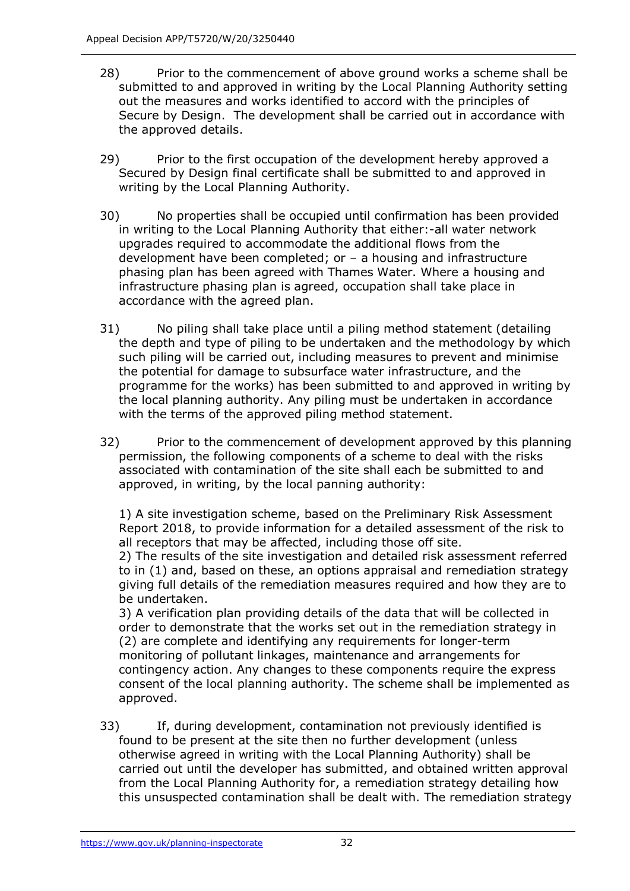28) Prior to the commencement of above ground works a scheme shall be submitted to and approved in writing by the Local Planning Authority setting out the measures and works identified to accord with the principles of Secure by Design. The development shall be carried out in accordance with the approved details.

29) Prior to the first occupation of the development hereby approved a Secured by Design final certificate shall be submitted to and approved in writing by the Local Planning Authority.

30) No properties shall be occupied until confirmation has been provided in writing to the Local Planning Authority that either:-all water network upgrades required to accommodate the additional flows from the development have been completed; or – a housing and infrastructure phasing plan has been agreed with Thames Water. Where a housing and infrastructure phasing plan is agreed, occupation shall take place in accordance with the agreed plan.

31) No piling shall take place until a piling method statement (detailing the depth and type of piling to be undertaken and the methodology by which such piling will be carried out, including measures to prevent and minimise the potential for damage to subsurface water infrastructure, and the programme for the works) has been submitted to and approved in writing by the local planning authority. Any piling must be undertaken in accordance with the terms of the approved piling method statement.

32) Prior to the commencement of development approved by this planning permission, the following components of a scheme to deal with the risks associated with contamination of the site shall each be submitted to and approved, in writing, by the local panning authority:

1) A site investigation scheme, based on the Preliminary Risk Assessment Report 2018, to provide information for a detailed assessment of the risk to all receptors that may be affected, including those off site.
2) The results of the site investigation and detailed risk assessment referred to in (1) and, based on these, an options appraisal and remediation strategy giving full details of the remediation measures required and how they are to be undertaken.
3) A verification plan providing details of the data that will be collected in order to demonstrate that the works set out in the remediation strategy in (2) are complete and identifying any requirements for longer-term monitoring of pollutant linkages, maintenance and arrangements for contingency action. Any changes to these components require the express consent of the local planning authority. The scheme shall be implemented as approved.

33) If, during development, contamination not previously identified is found to be present at the site then no further development (unless otherwise agreed in writing with the Local Planning Authority) shall be carried out until the developer has submitted, and obtained written approval from the Local Planning Authority for, a remediation strategy detailing how this unsuspected contamination shall be dealt with. The remediation strategy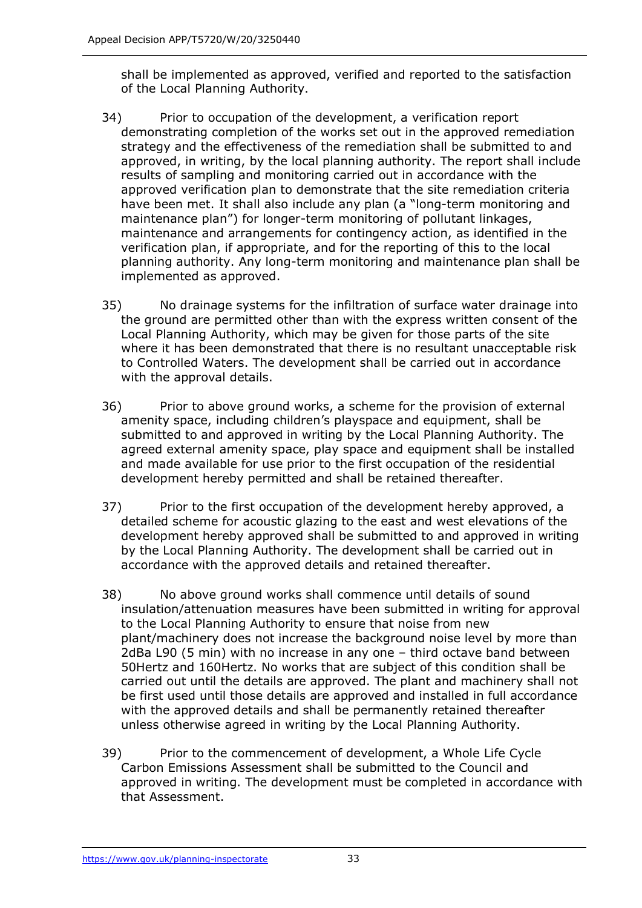shall be implemented as approved, verified and reported to the satisfaction of the Local Planning Authority.

34) Prior to occupation of the development, a verification report demonstrating completion of the works set out in the approved remediation strategy and the effectiveness of the remediation shall be submitted to and approved, in writing, by the local planning authority. The report shall include results of sampling and monitoring carried out in accordance with the approved verification plan to demonstrate that the site remediation criteria have been met. It shall also include any plan (a "long-term monitoring and maintenance plan") for longer-term monitoring of pollutant linkages, maintenance and arrangements for contingency action, as identified in the verification plan, if appropriate, and for the reporting of this to the local planning authority. Any long-term monitoring and maintenance plan shall be implemented as approved.

35) No drainage systems for the infiltration of surface water drainage into the ground are permitted other than with the express written consent of the Local Planning Authority, which may be given for those parts of the site where it has been demonstrated that there is no resultant unacceptable risk to Controlled Waters. The development shall be carried out in accordance with the approval details.

36) Prior to above ground works, a scheme for the provision of external amenity space, including children's playspace and equipment, shall be submitted to and approved in writing by the Local Planning Authority. The agreed external amenity space, play space and equipment shall be installed and made available for use prior to the first occupation of the residential development hereby permitted and shall be retained thereafter.

37) Prior to the first occupation of the development hereby approved, a detailed scheme for acoustic glazing to the east and west elevations of the development hereby approved shall be submitted to and approved in writing by the Local Planning Authority. The development shall be carried out in accordance with the approved details and retained thereafter.

38) No above ground works shall commence until details of sound insulation/attenuation measures have been submitted in writing for approval to the Local Planning Authority to ensure that noise from new plant/machinery does not increase the background noise level by more than 2dBa L90 (5 min) with no increase in any one – third octave band between 50Hertz and 160Hertz. No works that are subject of this condition shall be carried out until the details are approved. The plant and machinery shall not be first used until those details are approved and installed in full accordance with the approved details and shall be permanently retained thereafter unless otherwise agreed in writing by the Local Planning Authority.

39) Prior to the commencement of development, a Whole Life Cycle Carbon Emissions Assessment shall be submitted to the Council and approved in writing. The development must be completed in accordance with that Assessment.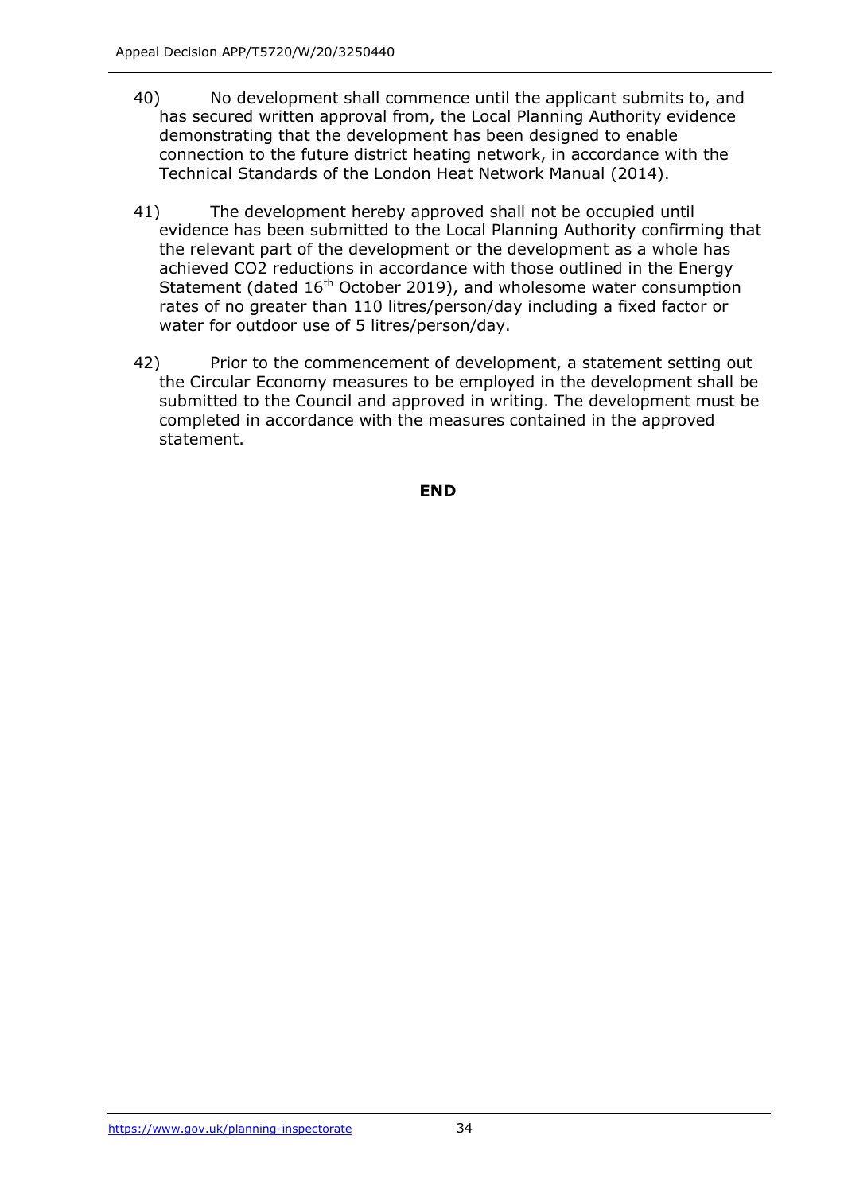40) No development shall commence until the applicant submits to, and has secured written approval from, the Local Planning Authority evidence demonstrating that the development has been designed to enable connection to the future district heating network, in accordance with the Technical Standards of the London Heat Network Manual (2014).

41) The development hereby approved shall not be occupied until evidence has been submitted to the Local Planning Authority confirming that the relevant part of the development or the development as a whole has achieved $CO_2$ reductions in accordance with those outlined in the Energy Statement (dated 16th October 2019), and wholesome water consumption rates of no greater than 110 litres/person/day including a fixed factor or water for outdoor use of 5 litres/person/day.

42) Prior to the commencement of development, a statement setting out the Circular Economy measures to be employed in the development shall be submitted to the Council and approved in writing. The development must be completed in accordance with the measures contained in the approved statement.

**END**